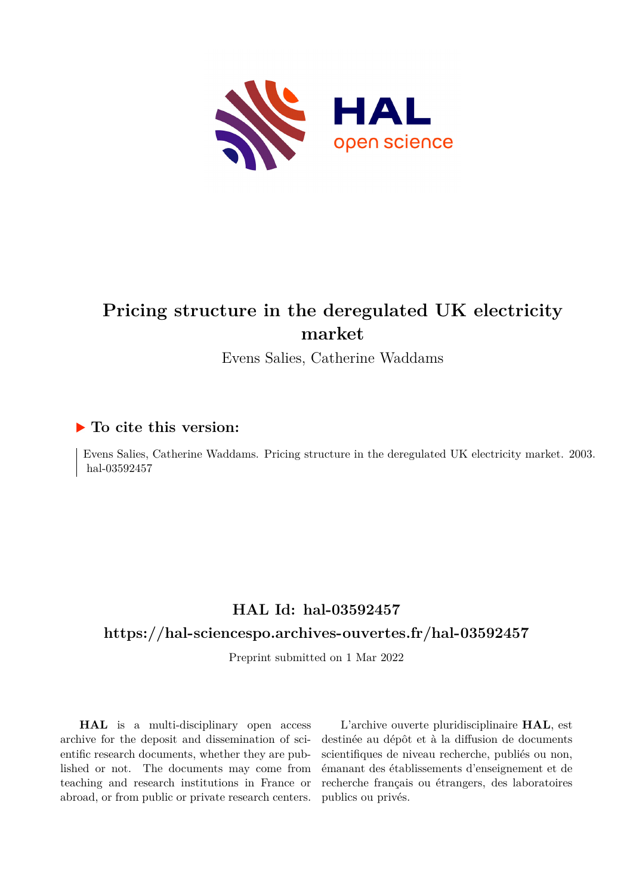# Pricing structure in the deregulated UK electricity market

Evens Salies, Catherine Waddams

## ▶ To cite this version:

Evens Salies, Catherine Waddams. Pricing structure in the deregulated UK electricity market. 2003. hal-03592457

## HAL Id: hal-03592457

## https://hal-sciencespo.archives-ouvertes.fr/hal-03592457

Preprint submitted on 1 Mar 2022

**HAL** is a multi-disciplinary open access archive for the deposit and dissemination of scientific research documents, whether they are published or not. The documents may come from teaching and research institutions in France or abroad, or from public or private research centers.

L'archive ouverte pluridisciplinaire **HAL**, est destinée au dépôt et à la diffusion de documents scientifiques de niveau recherche, publiés ou non, émanant des établissements d'enseignement et de recherche français ou étrangers, des laboratoires publics ou privés.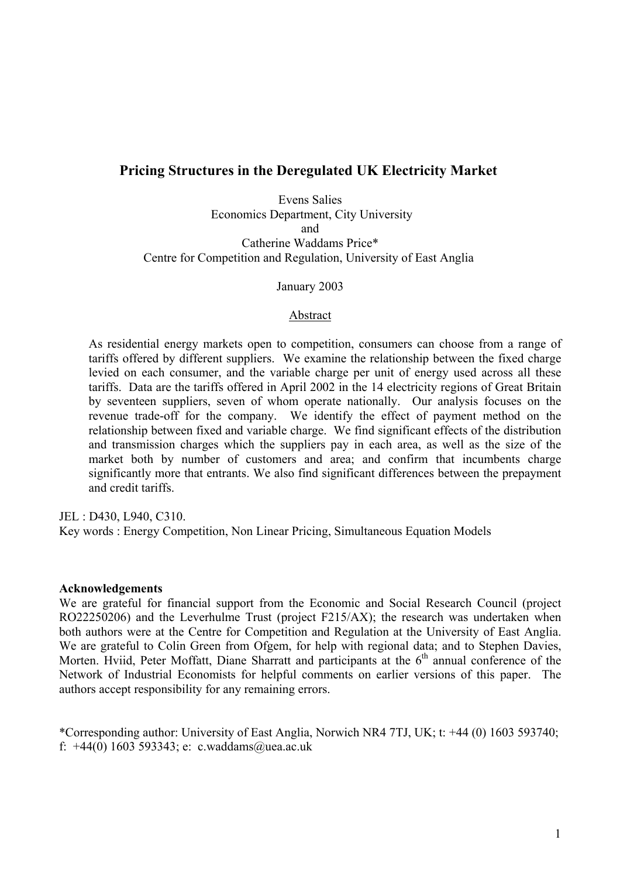# Pricing Structures in the Deregulated UK Electricity Market

Evens Salies  
Economics Department, City University  
and  
Catherine Waddams Price*  
Centre for Competition and Regulation, University of East Anglia

January 2003

## Abstract

As residential energy markets open to competition, consumers can choose from a range of tariffs offered by different suppliers. We examine the relationship between the fixed charge levied on each consumer, and the variable charge per unit of energy used across all these tariffs. Data are the tariffs offered in April 2002 in the 14 electricity regions of Great Britain by seventeen suppliers, seven of whom operate nationally. Our analysis focuses on the revenue trade-off for the company. We identify the effect of payment method on the relationship between fixed and variable charge. We find significant effects of the distribution and transmission charges which the suppliers pay in each area, as well as the size of the market both by number of customers and area; and confirm that incumbents charge significantly more that entrants. We also find significant differences between the prepayment and credit tariffs.

JEL : D430, L940, C310.  
Key words : Energy Competition, Non Linear Pricing, Simultaneous Equation Models

**Acknowledgements**  
We are grateful for financial support from the Economic and Social Research Council (project RO22250206) and the Leverhulme Trust (project F215/AX); the research was undertaken when both authors were at the Centre for Competition and Regulation at the University of East Anglia. We are grateful to Colin Green from Ofgem, for help with regional data; and to Stephen Davies, Morten. Hviid, Peter Moffatt, Diane Sharratt and participants at the 6th annual conference of the Network of Industrial Economists for helpful comments on earlier versions of this paper. The authors accept responsibility for any remaining errors.

*Corresponding author: University of East Anglia, Norwich NR4 7TJ, UK; t: +44 (0) 1603 593740; f: +44(0) 1603 593343; e: c.waddams@uea.ac.uk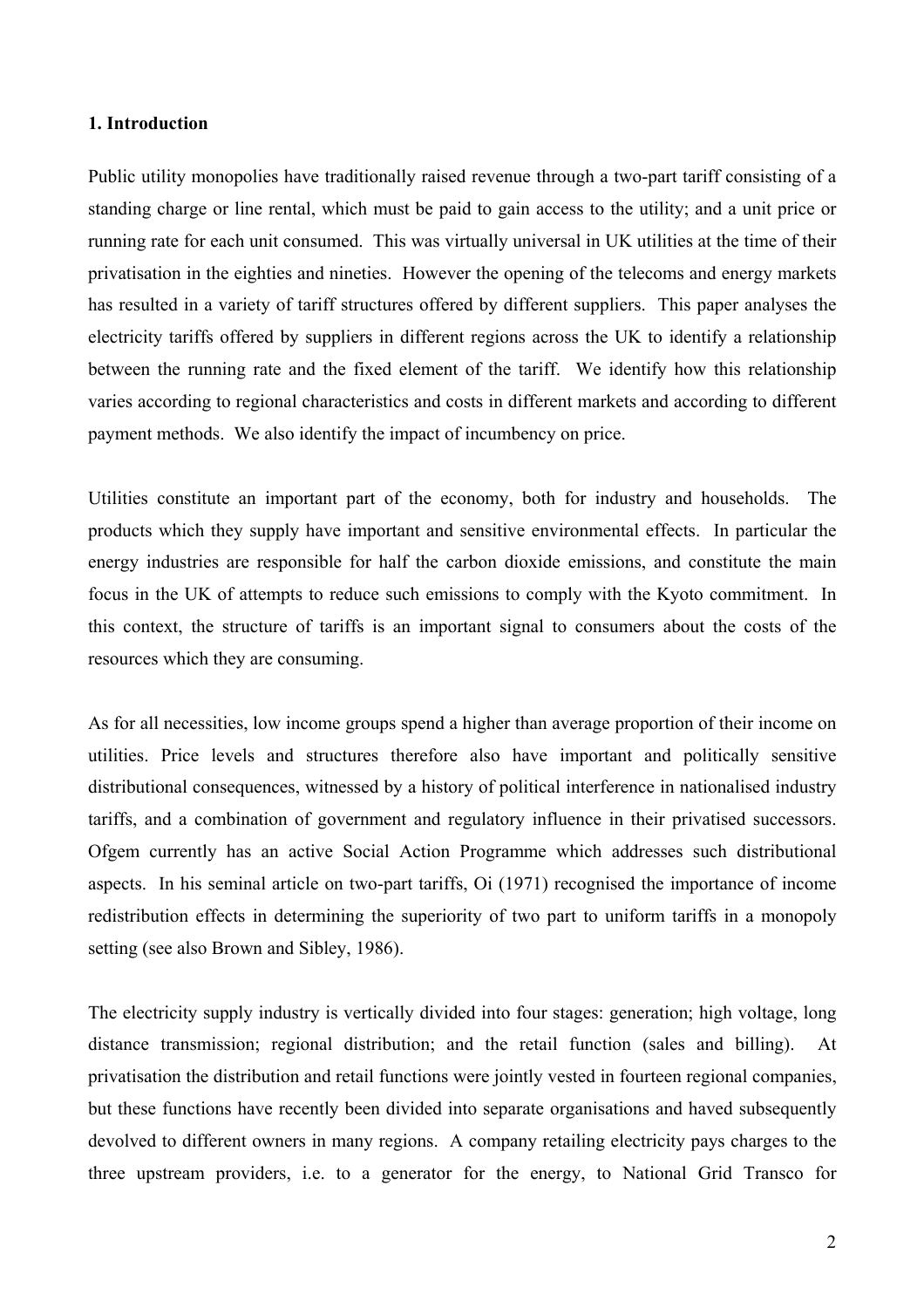**1. Introduction**

Public utility monopolies have traditionally raised revenue through a two-part tariff consisting of a standing charge or line rental, which must be paid to gain access to the utility; and a unit price or running rate for each unit consumed. This was virtually universal in UK utilities at the time of their privatisation in the eighties and nineties. However the opening of the telecoms and energy markets has resulted in a variety of tariff structures offered by different suppliers. This paper analyses the electricity tariffs offered by suppliers in different regions across the UK to identify a relationship between the running rate and the fixed element of the tariff. We identify how this relationship varies according to regional characteristics and costs in different markets and according to different payment methods. We also identify the impact of incumbency on price.

Utilities constitute an important part of the economy, both for industry and households. The products which they supply have important and sensitive environmental effects. In particular the energy industries are responsible for half the carbon dioxide emissions, and constitute the main focus in the UK of attempts to reduce such emissions to comply with the Kyoto commitment. In this context, the structure of tariffs is an important signal to consumers about the costs of the resources which they are consuming.

As for all necessities, low income groups spend a higher than average proportion of their income on utilities. Price levels and structures therefore also have important and politically sensitive distributional consequences, witnessed by a history of political interference in nationalised industry tariffs, and a combination of government and regulatory influence in their privatised successors. Ofgem currently has an active Social Action Programme which addresses such distributional aspects. In his seminal article on two-part tariffs, Oi (1971) recognised the importance of income redistribution effects in determining the superiority of two part to uniform tariffs in a monopoly setting (see also Brown and Sibley, 1986).

The electricity supply industry is vertically divided into four stages: generation; high voltage, long distance transmission; regional distribution; and the retail function (sales and billing). At privatisation the distribution and retail functions were jointly vested in fourteen regional companies, but these functions have recently been divided into separate organisations and haved subsequently devolved to different owners in many regions. A company retailing electricity pays charges to the three upstream providers, i.e. to a generator for the energy, to National Grid Transco for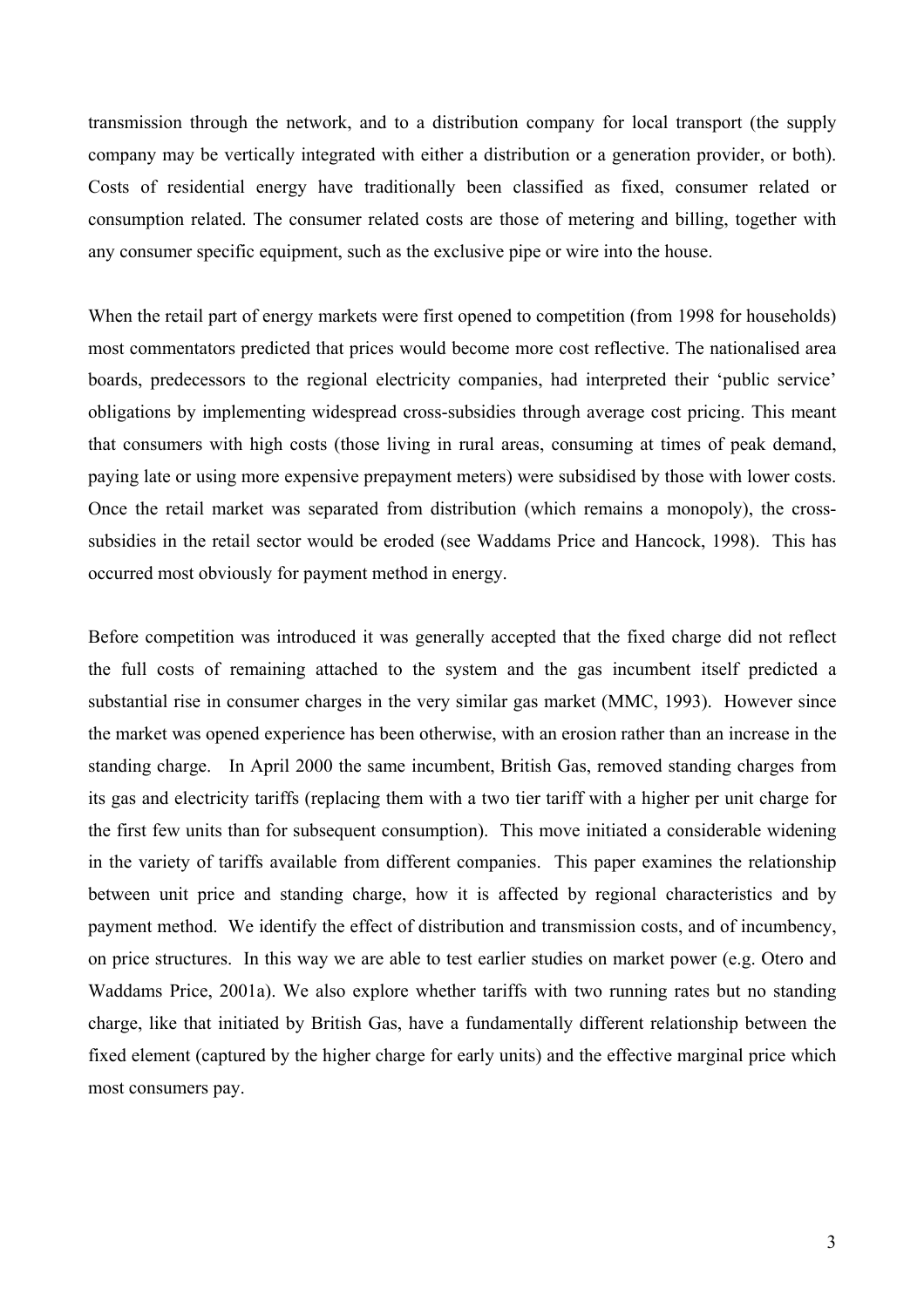transmission through the network, and to a distribution company for local transport (the supply company may be vertically integrated with either a distribution or a generation provider, or both). Costs of residential energy have traditionally been classified as fixed, consumer related or consumption related. The consumer related costs are those of metering and billing, together with any consumer specific equipment, such as the exclusive pipe or wire into the house.

When the retail part of energy markets were first opened to competition (from 1998 for households) most commentators predicted that prices would become more cost reflective. The nationalised area boards, predecessors to the regional electricity companies, had interpreted their 'public service' obligations by implementing widespread cross-subsidies through average cost pricing. This meant that consumers with high costs (those living in rural areas, consuming at times of peak demand, paying late or using more expensive prepayment meters) were subsidised by those with lower costs. Once the retail market was separated from distribution (which remains a monopoly), the cross-subsidies in the retail sector would be eroded (see Waddams Price and Hancock, 1998). This has occurred most obviously for payment method in energy.

Before competition was introduced it was generally accepted that the fixed charge did not reflect the full costs of remaining attached to the system and the gas incumbent itself predicted a substantial rise in consumer charges in the very similar gas market (MMC, 1993). However since the market was opened experience has been otherwise, with an erosion rather than an increase in the standing charge. In April 2000 the same incumbent, British Gas, removed standing charges from its gas and electricity tariffs (replacing them with a two tier tariff with a higher per unit charge for the first few units than for subsequent consumption). This move initiated a considerable widening in the variety of tariffs available from different companies. This paper examines the relationship between unit price and standing charge, how it is affected by regional characteristics and by payment method. We identify the effect of distribution and transmission costs, and of incumbency, on price structures. In this way we are able to test earlier studies on market power (e.g. Otero and Waddams Price, 2001a). We also explore whether tariffs with two running rates but no standing charge, like that initiated by British Gas, have a fundamentally different relationship between the fixed element (captured by the higher charge for early units) and the effective marginal price which most consumers pay.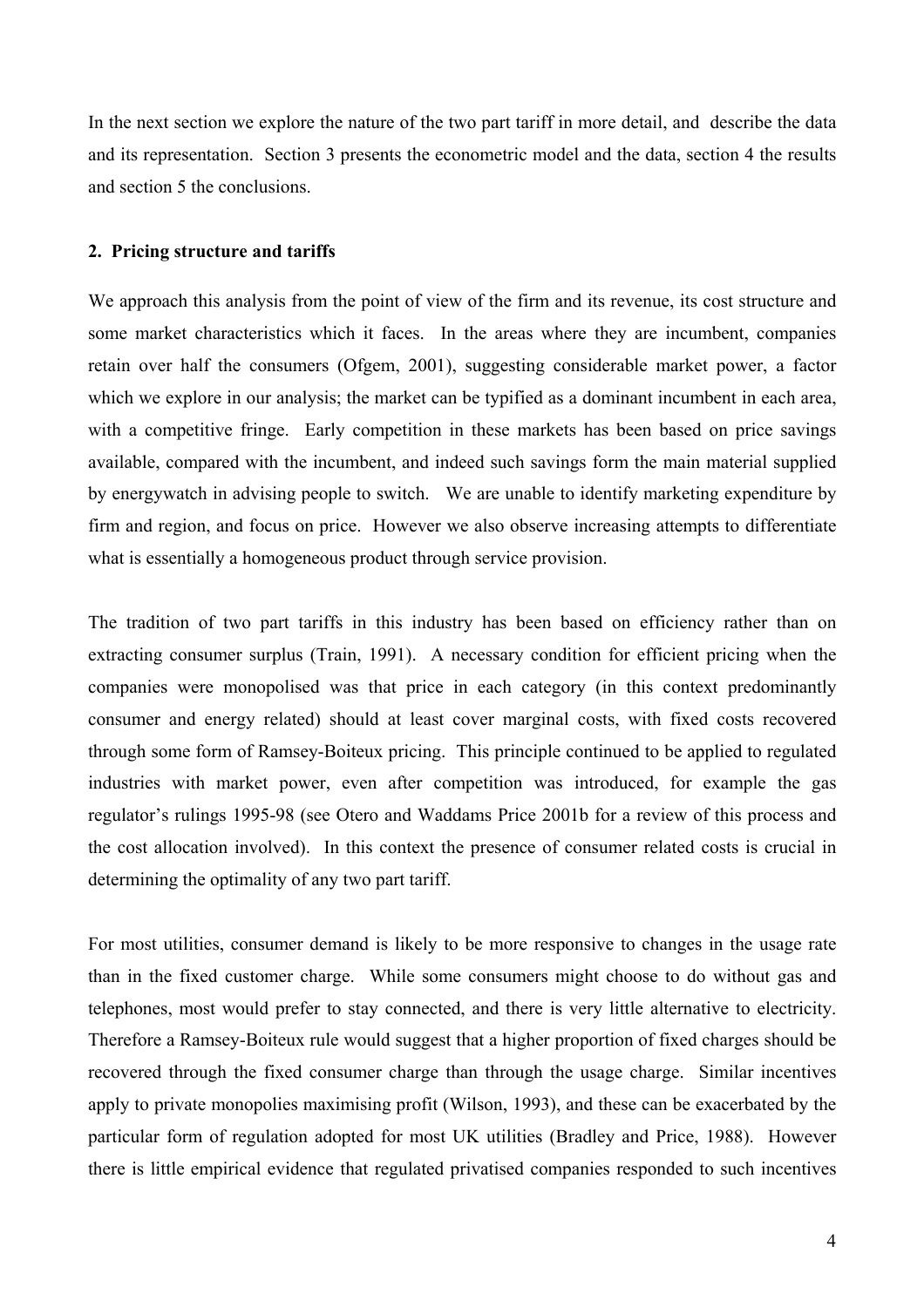In the next section we explore the nature of the two part tariff in more detail, and describe the data and its representation. Section 3 presents the econometric model and the data, section 4 the results and section 5 the conclusions.

## 2. Pricing structure and tariffs

We approach this analysis from the point of view of the firm and its revenue, its cost structure and some market characteristics which it faces. In the areas where they are incumbent, companies retain over half the consumers (Ofgem, 2001), suggesting considerable market power, a factor which we explore in our analysis; the market can be typified as a dominant incumbent in each area, with a competitive fringe. Early competition in these markets has been based on price savings available, compared with the incumbent, and indeed such savings form the main material supplied by energywatch in advising people to switch. We are unable to identify marketing expenditure by firm and region, and focus on price. However we also observe increasing attempts to differentiate what is essentially a homogeneous product through service provision.

The tradition of two part tariffs in this industry has been based on efficiency rather than on extracting consumer surplus (Train, 1991). A necessary condition for efficient pricing when the companies were monopolised was that price in each category (in this context predominantly consumer and energy related) should at least cover marginal costs, with fixed costs recovered through some form of Ramsey-Boiteux pricing. This principle continued to be applied to regulated industries with market power, even after competition was introduced, for example the gas regulator's rulings 1995-98 (see Otero and Waddams Price 2001b for a review of this process and the cost allocation involved). In this context the presence of consumer related costs is crucial in determining the optimality of any two part tariff.

For most utilities, consumer demand is likely to be more responsive to changes in the usage rate than in the fixed customer charge. While some consumers might choose to do without gas and telephones, most would prefer to stay connected, and there is very little alternative to electricity. Therefore a Ramsey-Boiteux rule would suggest that a higher proportion of fixed charges should be recovered through the fixed consumer charge than through the usage charge. Similar incentives apply to private monopolies maximising profit (Wilson, 1993), and these can be exacerbated by the particular form of regulation adopted for most UK utilities (Bradley and Price, 1988). However there is little empirical evidence that regulated privatised companies responded to such incentives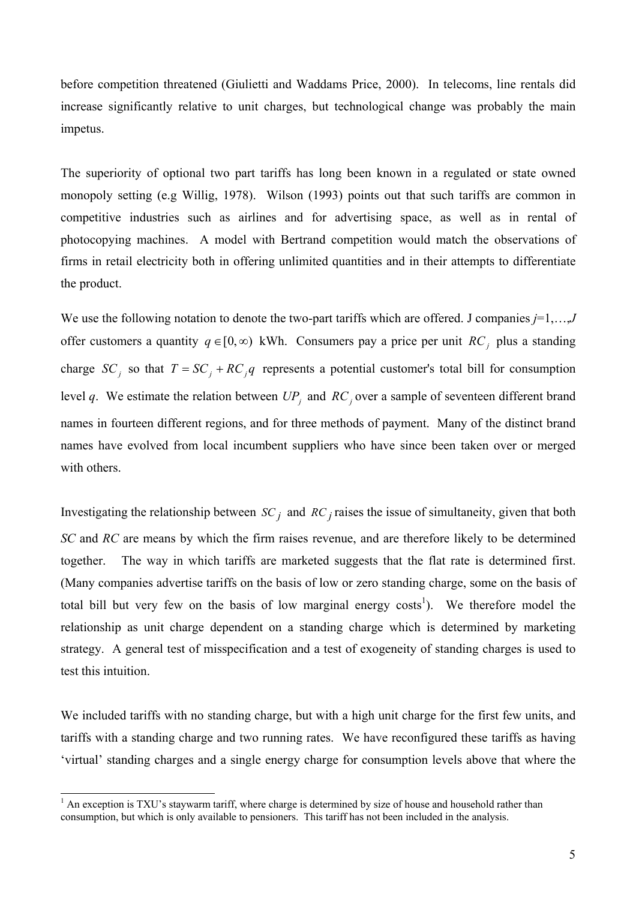before competition threatened (Giulietti and Waddams Price, 2000). In telecoms, line rentals did increase significantly relative to unit charges, but technological change was probably the main impetus.

The superiority of optional two part tariffs has long been known in a regulated or state owned monopoly setting (e.g Willig, 1978). Wilson (1993) points out that such tariffs are common in competitive industries such as airlines and for advertising space, as well as in rental of photocopying machines. A model with Bertrand competition would match the observations of firms in retail electricity both in offering unlimited quantities and in their attempts to differentiate the product.

We use the following notation to denote the two-part tariffs which are offered. J companies *j*=1,…,*J* offer customers a quantity $q \in [0, \infty)$ kWh. Consumers pay a price per unit $RC_j$ plus a standing charge $SC_j$ so that $T = SC_j + RC_j q$ represents a potential customer's total bill for consumption level *q*. We estimate the relation between $UP_j$ and $RC_j$ over a sample of seventeen different brand names in fourteen different regions, and for three methods of payment. Many of the distinct brand names have evolved from local incumbent suppliers who have since been taken over or merged with others.

Investigating the relationship between $SC_j$ and $RC_j$ raises the issue of simultaneity, given that both *SC* and *RC* are means by which the firm raises revenue, and are therefore likely to be determined together. The way in which tariffs are marketed suggests that the flat rate is determined first. (Many companies advertise tariffs on the basis of low or zero standing charge, some on the basis of total bill but very few on the basis of low marginal energy costs[1]). We therefore model the relationship as unit charge dependent on a standing charge which is determined by marketing strategy. A general test of misspecification and a test of exogeneity of standing charges is used to test this intuition.

We included tariffs with no standing charge, but with a high unit charge for the first few units, and tariffs with a standing charge and two running rates. We have reconfigured these tariffs as having 'virtual' standing charges and a single energy charge for consumption levels above that where the

[1] An exception is TXU's staywarm tariff, where charge is determined by size of house and household rather than consumption, but which is only available to pensioners. This tariff has not been included in the analysis.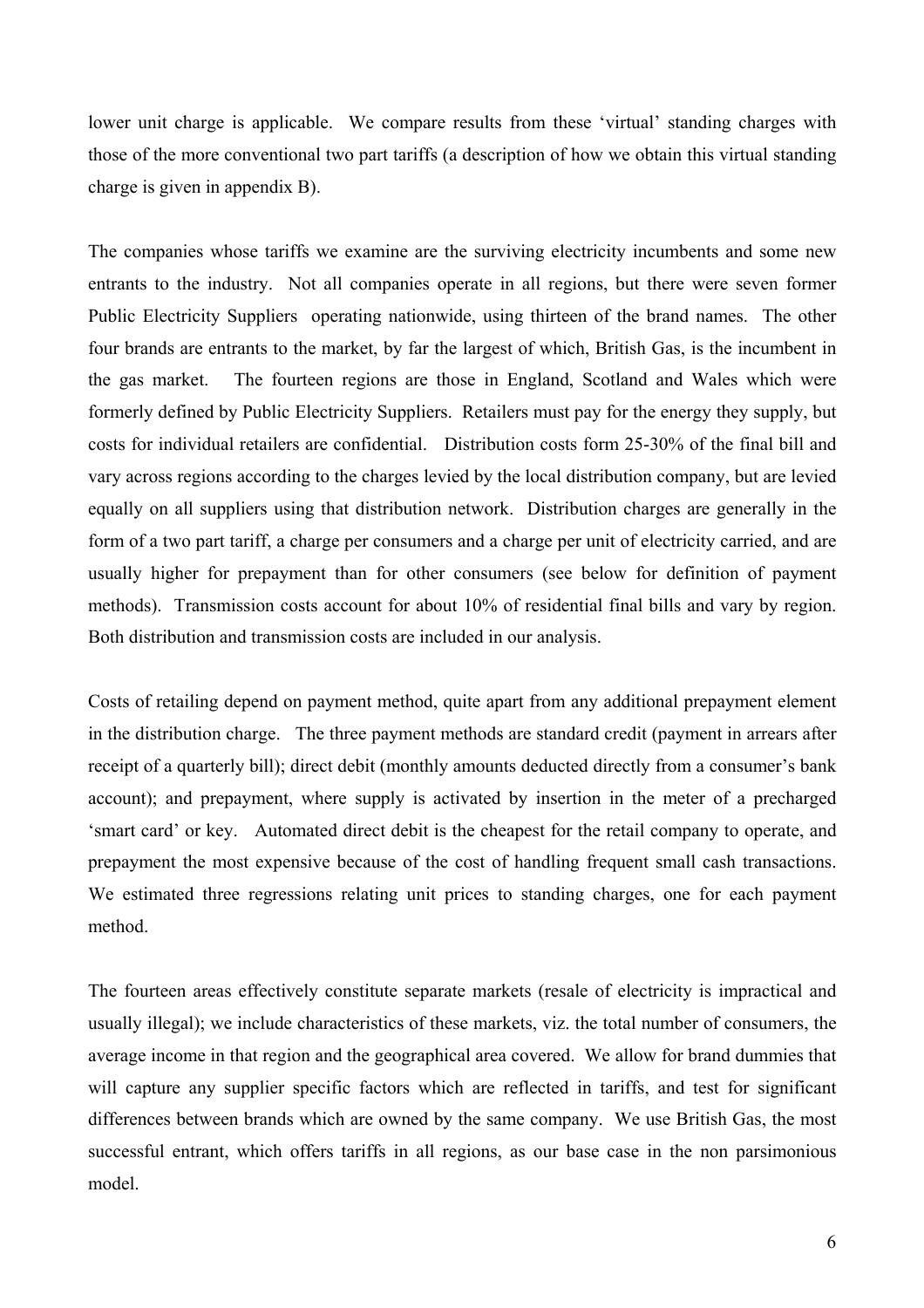lower unit charge is applicable. We compare results from these 'virtual' standing charges with those of the more conventional two part tariffs (a description of how we obtain this virtual standing charge is given in appendix B).

The companies whose tariffs we examine are the surviving electricity incumbents and some new entrants to the industry. Not all companies operate in all regions, but there were seven former Public Electricity Suppliers operating nationwide, using thirteen of the brand names. The other four brands are entrants to the market, by far the largest of which, British Gas, is the incumbent in the gas market. The fourteen regions are those in England, Scotland and Wales which were formerly defined by Public Electricity Suppliers. Retailers must pay for the energy they supply, but costs for individual retailers are confidential. Distribution costs form 25-30% of the final bill and vary across regions according to the charges levied by the local distribution company, but are levied equally on all suppliers using that distribution network. Distribution charges are generally in the form of a two part tariff, a charge per consumers and a charge per unit of electricity carried, and are usually higher for prepayment than for other consumers (see below for definition of payment methods). Transmission costs account for about 10% of residential final bills and vary by region. Both distribution and transmission costs are included in our analysis.

Costs of retailing depend on payment method, quite apart from any additional prepayment element in the distribution charge. The three payment methods are standard credit (payment in arrears after receipt of a quarterly bill); direct debit (monthly amounts deducted directly from a consumer's bank account); and prepayment, where supply is activated by insertion in the meter of a precharged 'smart card' or key. Automated direct debit is the cheapest for the retail company to operate, and prepayment the most expensive because of the cost of handling frequent small cash transactions. We estimated three regressions relating unit prices to standing charges, one for each payment method.

The fourteen areas effectively constitute separate markets (resale of electricity is impractical and usually illegal); we include characteristics of these markets, viz. the total number of consumers, the average income in that region and the geographical area covered. We allow for brand dummies that will capture any supplier specific factors which are reflected in tariffs, and test for significant differences between brands which are owned by the same company. We use British Gas, the most successful entrant, which offers tariffs in all regions, as our base case in the non parsimonious model.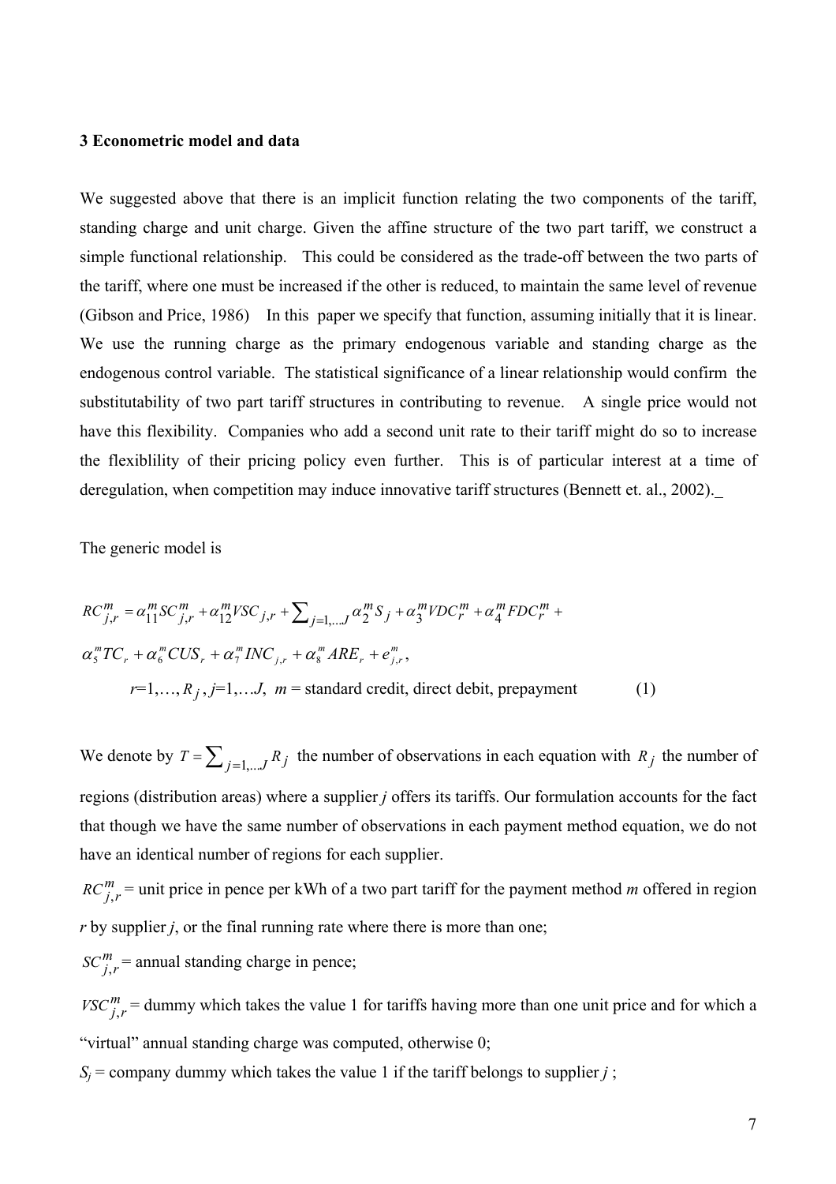### 3 Econometric model and data

We suggested above that there is an implicit function relating the two components of the tariff, standing charge and unit charge. Given the affine structure of the two part tariff, we construct a simple functional relationship. This could be considered as the trade-off between the two parts of the tariff, where one must be increased if the other is reduced, to maintain the same level of revenue (Gibson and Price, 1986) In this paper we specify that function, assuming initially that it is linear. We use the running charge as the primary endogenous variable and standing charge as the endogenous control variable. The statistical significance of a linear relationship would confirm the substitutability of two part tariff structures in contributing to revenue. A single price would not have this flexibility. Companies who add a second unit rate to their tariff might do so to increase the flexiblility of their pricing policy even further. This is of particular interest at a time of deregulation, when competition may induce innovative tariff structures (Bennett et. al., 2002).

The generic model is

$$RC_{j,r}^{m} = \alpha_{11}^{m} SC_{j,r}^{m} + \alpha_{12}^{m} VSC_{j,r} + \sum_{j=1,\ldots J} \alpha_{2}^{m} S_{j} + \alpha_{3}^{m} VDC_{r}^{m} + \alpha_{4}^{m} FDC_{r}^{m} +$$

$$\alpha_{5}^{m} TC_{r} + \alpha_{6}^{m} CUS_{r} + \alpha_{7}^{m} INC_{j,r} + \alpha_{8}^{m} ARE_{r} + e_{j,r}^{m},$$

$$r=1,\ldots, R_{j}, j=1,\ldots J, \; m = \text{standard credit, direct debit, prepayment} \qquad (1)$$

We denote by $T = \sum_{j=1,\ldots J} R_{j}$ the number of observations in each equation with $R_{j}$ the number of regions (distribution areas) where a supplier *j* offers its tariffs. Our formulation accounts for the fact that though we have the same number of observations in each payment method equation, we do not have an identical number of regions for each supplier.

$RC_{j,r}^{m}$ = unit price in pence per kWh of a two part tariff for the payment method *m* offered in region *r* by supplier *j*, or the final running rate where there is more than one;

$SC_{j,r}^{m}$ = annual standing charge in pence;

$VSC_{j,r}^{m}$ = dummy which takes the value 1 for tariffs having more than one unit price and for which a "virtual" annual standing charge was computed, otherwise 0;

$S_j$ = company dummy which takes the value 1 if the tariff belongs to supplier *j* ;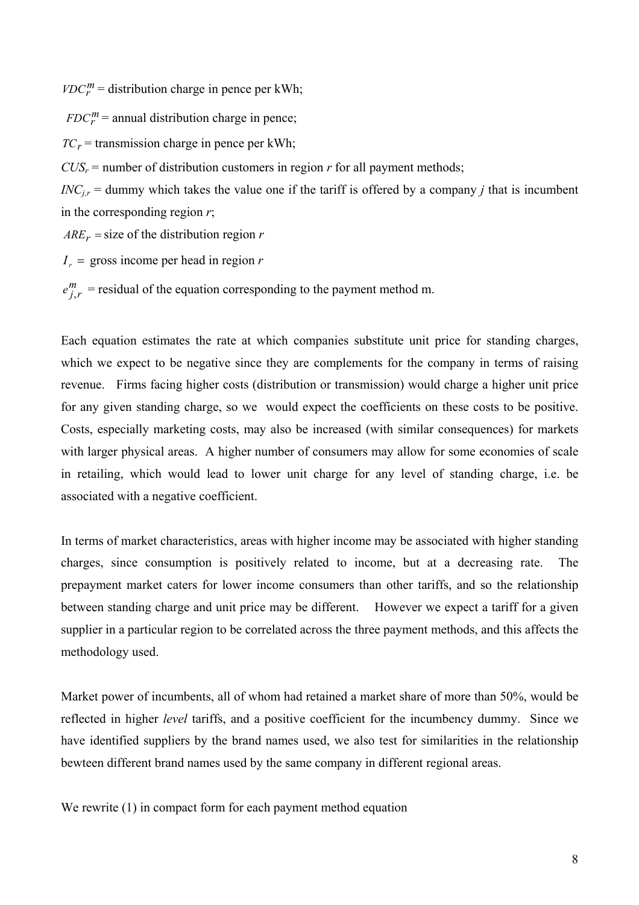$VDC_r^m$ = distribution charge in pence per kWh;

$FDC_r^m$ = annual distribution charge in pence;

$TC_r$ = transmission charge in pence per kWh;

$CUS_r$ = number of distribution customers in region $r$ for all payment methods;

$INC_{j,r}$ = dummy which takes the value one if the tariff is offered by a company $j$ that is incumbent in the corresponding region $r$;

$ARE_r$ = size of the distribution region $r$

$I_r$ = gross income per head in region $r$

$e_{j,r}^m$ = residual of the equation corresponding to the payment method m.

Each equation estimates the rate at which companies substitute unit price for standing charges, which we expect to be negative since they are complements for the company in terms of raising revenue. Firms facing higher costs (distribution or transmission) would charge a higher unit price for any given standing charge, so we would expect the coefficients on these costs to be positive. Costs, especially marketing costs, may also be increased (with similar consequences) for markets with larger physical areas. A higher number of consumers may allow for some economies of scale in retailing, which would lead to lower unit charge for any level of standing charge, i.e. be associated with a negative coefficient.

In terms of market characteristics, areas with higher income may be associated with higher standing charges, since consumption is positively related to income, but at a decreasing rate. The prepayment market caters for lower income consumers than other tariffs, and so the relationship between standing charge and unit price may be different. However we expect a tariff for a given supplier in a particular region to be correlated across the three payment methods, and this affects the methodology used.

Market power of incumbents, all of whom had retained a market share of more than 50%, would be reflected in higher *level* tariffs, and a positive coefficient for the incumbency dummy. Since we have identified suppliers by the brand names used, we also test for similarities in the relationship bewteen different brand names used by the same company in different regional areas.

We rewrite (1) in compact form for each payment method equation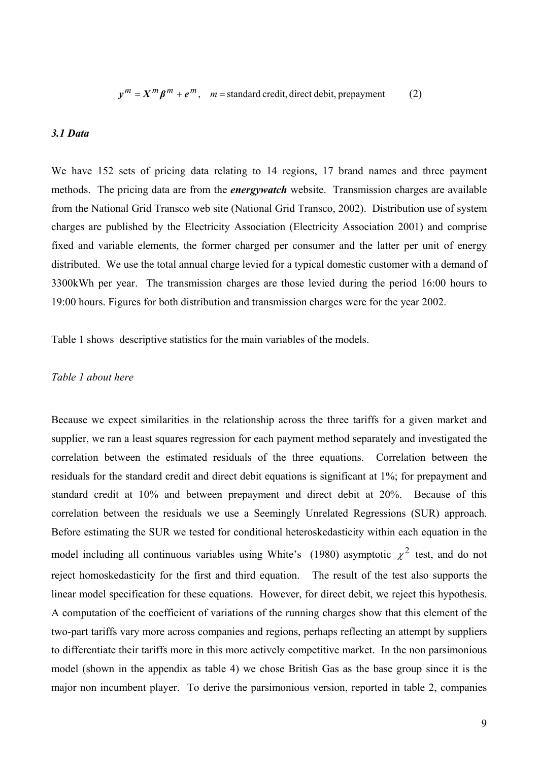$$y^m = X^m \beta^m + e^m, \quad m = \text{standard credit, direct debit, prepayment} \qquad (2)$$

### *3.1 Data*

We have 152 sets of pricing data relating to 14 regions, 17 brand names and three payment methods. The pricing data are from the ***energywatch*** website. Transmission charges are available from the National Grid Transco web site (National Grid Transco, 2002). Distribution use of system charges are published by the Electricity Association (Electricity Association 2001) and comprise fixed and variable elements, the former charged per consumer and the latter per unit of energy distributed. We use the total annual charge levied for a typical domestic customer with a demand of 3300kWh per year. The transmission charges are those levied during the period 16:00 hours to 19:00 hours. Figures for both distribution and transmission charges were for the year 2002.

Table 1 shows descriptive statistics for the main variables of the models.

*Table 1 about here*

Because we expect similarities in the relationship across the three tariffs for a given market and supplier, we ran a least squares regression for each payment method separately and investigated the correlation between the estimated residuals of the three equations. Correlation between the residuals for the standard credit and direct debit equations is significant at 1%; for prepayment and standard credit at 10% and between prepayment and direct debit at 20%. Because of this correlation between the residuals we use a Seemingly Unrelated Regressions (SUR) approach. Before estimating the SUR we tested for conditional heteroskedasticity within each equation in the model including all continuous variables using White's (1980) asymptotic $\chi^2$ test, and do not reject homoskedasticity for the first and third equation. The result of the test also supports the linear model specification for these equations. However, for direct debit, we reject this hypothesis. A computation of the coefficient of variations of the running charges show that this element of the two-part tariffs vary more across companies and regions, perhaps reflecting an attempt by suppliers to differentiate their tariffs more in this more actively competitive market. In the non parsimonious model (shown in the appendix as table 4) we chose British Gas as the base group since it is the major non incumbent player. To derive the parsimonious version, reported in table 2, companies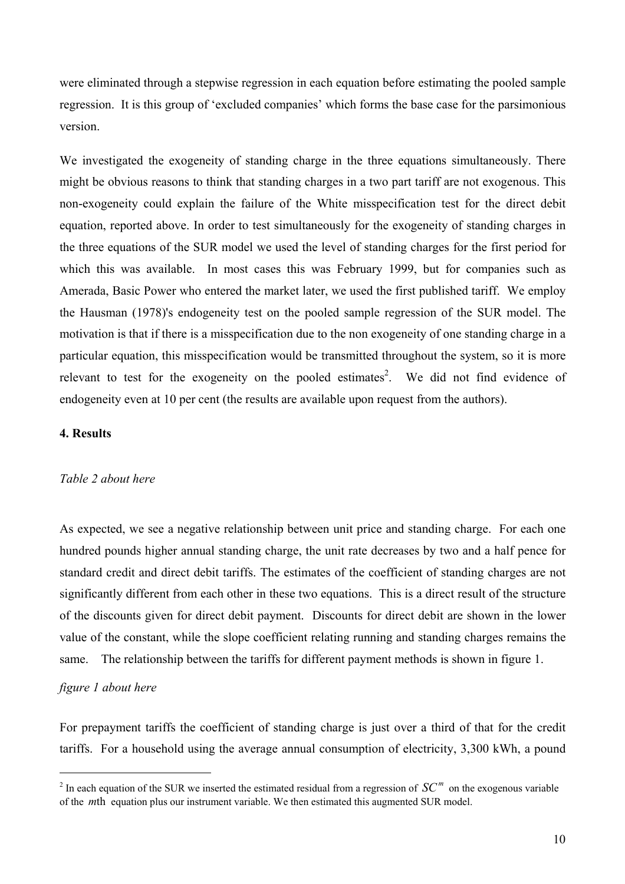were eliminated through a stepwise regression in each equation before estimating the pooled sample regression. It is this group of 'excluded companies' which forms the base case for the parsimonious version.

We investigated the exogeneity of standing charge in the three equations simultaneously. There might be obvious reasons to think that standing charges in a two part tariff are not exogenous. This non-exogeneity could explain the failure of the White misspecification test for the direct debit equation, reported above. In order to test simultaneously for the exogeneity of standing charges in the three equations of the SUR model we used the level of standing charges for the first period for which this was available. In most cases this was February 1999, but for companies such as Amerada, Basic Power who entered the market later, we used the first published tariff. We employ the Hausman (1978)'s endogeneity test on the pooled sample regression of the SUR model. The motivation is that if there is a misspecification due to the non exogeneity of one standing charge in a particular equation, this misspecification would be transmitted throughout the system, so it is more relevant to test for the exogeneity on the pooled estimates[2]. We did not find evidence of endogeneity even at 10 per cent (the results are available upon request from the authors).

## 4. Results

*Table 2 about here*

As expected, we see a negative relationship between unit price and standing charge. For each one hundred pounds higher annual standing charge, the unit rate decreases by two and a half pence for standard credit and direct debit tariffs. The estimates of the coefficient of standing charges are not significantly different from each other in these two equations. This is a direct result of the structure of the discounts given for direct debit payment. Discounts for direct debit are shown in the lower value of the constant, while the slope coefficient relating running and standing charges remains the same. The relationship between the tariffs for different payment methods is shown in figure 1.

*figure 1 about here*

For prepayment tariffs the coefficient of standing charge is just over a third of that for the credit tariffs. For a household using the average annual consumption of electricity, 3,300 kWh, a pound

---

[2] In each equation of the SUR we inserted the estimated residual from a regression of $SC^m$ on the exogenous variable of the $m$th equation plus our instrument variable. We then estimated this augmented SUR model.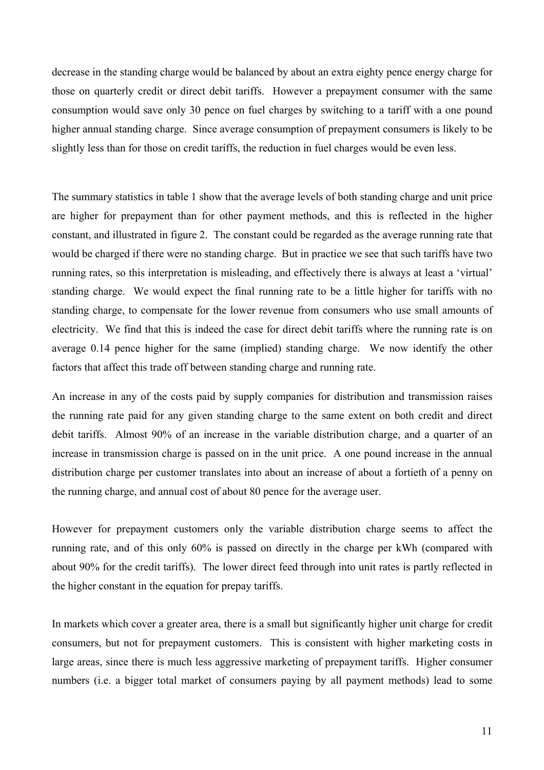decrease in the standing charge would be balanced by about an extra eighty pence energy charge for those on quarterly credit or direct debit tariffs. However a prepayment consumer with the same consumption would save only 30 pence on fuel charges by switching to a tariff with a one pound higher annual standing charge. Since average consumption of prepayment consumers is likely to be slightly less than for those on credit tariffs, the reduction in fuel charges would be even less.

The summary statistics in table 1 show that the average levels of both standing charge and unit price are higher for prepayment than for other payment methods, and this is reflected in the higher constant, and illustrated in figure 2. The constant could be regarded as the average running rate that would be charged if there were no standing charge. But in practice we see that such tariffs have two running rates, so this interpretation is misleading, and effectively there is always at least a 'virtual' standing charge. We would expect the final running rate to be a little higher for tariffs with no standing charge, to compensate for the lower revenue from consumers who use small amounts of electricity. We find that this is indeed the case for direct debit tariffs where the running rate is on average 0.14 pence higher for the same (implied) standing charge. We now identify the other factors that affect this trade off between standing charge and running rate.

An increase in any of the costs paid by supply companies for distribution and transmission raises the running rate paid for any given standing charge to the same extent on both credit and direct debit tariffs. Almost 90% of an increase in the variable distribution charge, and a quarter of an increase in transmission charge is passed on in the unit price. A one pound increase in the annual distribution charge per customer translates into about an increase of about a fortieth of a penny on the running charge, and annual cost of about 80 pence for the average user.

However for prepayment customers only the variable distribution charge seems to affect the running rate, and of this only 60% is passed on directly in the charge per kWh (compared with about 90% for the credit tariffs). The lower direct feed through into unit rates is partly reflected in the higher constant in the equation for prepay tariffs.

In markets which cover a greater area, there is a small but significantly higher unit charge for credit consumers, but not for prepayment customers. This is consistent with higher marketing costs in large areas, since there is much less aggressive marketing of prepayment tariffs. Higher consumer numbers (i.e. a bigger total market of consumers paying by all payment methods) lead to some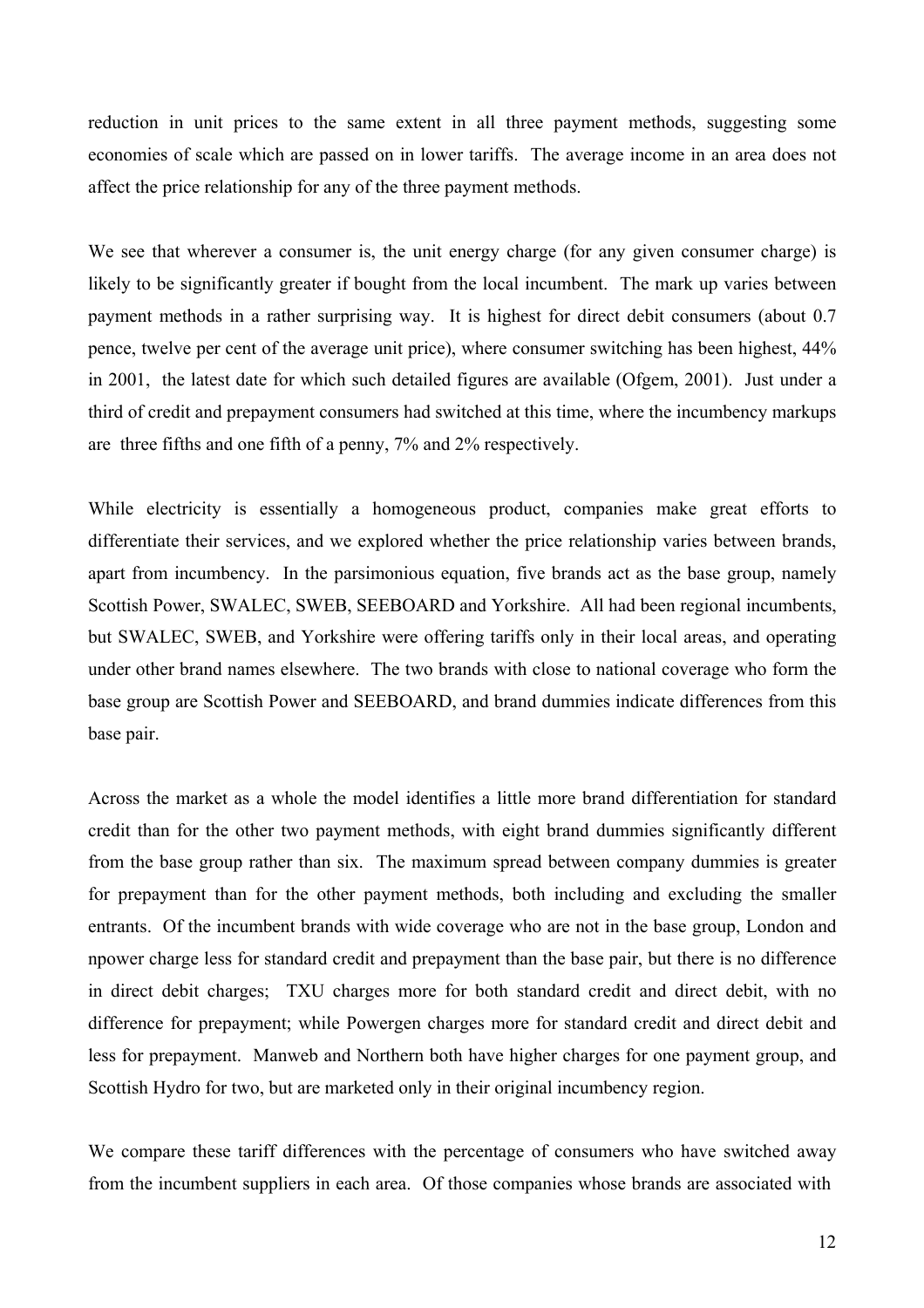reduction in unit prices to the same extent in all three payment methods, suggesting some economies of scale which are passed on in lower tariffs. The average income in an area does not affect the price relationship for any of the three payment methods.

We see that wherever a consumer is, the unit energy charge (for any given consumer charge) is likely to be significantly greater if bought from the local incumbent. The mark up varies between payment methods in a rather surprising way. It is highest for direct debit consumers (about 0.7 pence, twelve per cent of the average unit price), where consumer switching has been highest, 44% in 2001, the latest date for which such detailed figures are available (Ofgem, 2001). Just under a third of credit and prepayment consumers had switched at this time, where the incumbency markups are three fifths and one fifth of a penny, 7% and 2% respectively.

While electricity is essentially a homogeneous product, companies make great efforts to differentiate their services, and we explored whether the price relationship varies between brands, apart from incumbency. In the parsimonious equation, five brands act as the base group, namely Scottish Power, SWALEC, SWEB, SEEBOARD and Yorkshire. All had been regional incumbents, but SWALEC, SWEB, and Yorkshire were offering tariffs only in their local areas, and operating under other brand names elsewhere. The two brands with close to national coverage who form the base group are Scottish Power and SEEBOARD, and brand dummies indicate differences from this base pair.

Across the market as a whole the model identifies a little more brand differentiation for standard credit than for the other two payment methods, with eight brand dummies significantly different from the base group rather than six. The maximum spread between company dummies is greater for prepayment than for the other payment methods, both including and excluding the smaller entrants. Of the incumbent brands with wide coverage who are not in the base group, London and npower charge less for standard credit and prepayment than the base pair, but there is no difference in direct debit charges; TXU charges more for both standard credit and direct debit, with no difference for prepayment; while Powergen charges more for standard credit and direct debit and less for prepayment. Manweb and Northern both have higher charges for one payment group, and Scottish Hydro for two, but are marketed only in their original incumbency region.

We compare these tariff differences with the percentage of consumers who have switched away from the incumbent suppliers in each area. Of those companies whose brands are associated with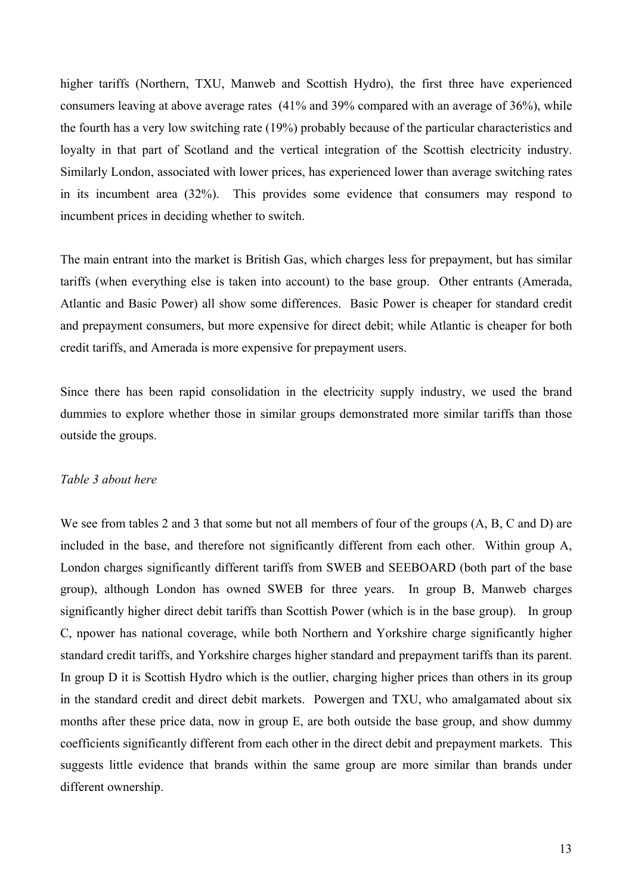higher tariffs (Northern, TXU, Manweb and Scottish Hydro), the first three have experienced consumers leaving at above average rates (41% and 39% compared with an average of 36%), while the fourth has a very low switching rate (19%) probably because of the particular characteristics and loyalty in that part of Scotland and the vertical integration of the Scottish electricity industry. Similarly London, associated with lower prices, has experienced lower than average switching rates in its incumbent area (32%). This provides some evidence that consumers may respond to incumbent prices in deciding whether to switch.

The main entrant into the market is British Gas, which charges less for prepayment, but has similar tariffs (when everything else is taken into account) to the base group. Other entrants (Amerada, Atlantic and Basic Power) all show some differences. Basic Power is cheaper for standard credit and prepayment consumers, but more expensive for direct debit; while Atlantic is cheaper for both credit tariffs, and Amerada is more expensive for prepayment users.

Since there has been rapid consolidation in the electricity supply industry, we used the brand dummies to explore whether those in similar groups demonstrated more similar tariffs than those outside the groups.

*Table 3 about here*

We see from tables 2 and 3 that some but not all members of four of the groups (A, B, C and D) are included in the base, and therefore not significantly different from each other. Within group A, London charges significantly different tariffs from SWEB and SEEBOARD (both part of the base group), although London has owned SWEB for three years. In group B, Manweb charges significantly higher direct debit tariffs than Scottish Power (which is in the base group). In group C, npower has national coverage, while both Northern and Yorkshire charge significantly higher standard credit tariffs, and Yorkshire charges higher standard and prepayment tariffs than its parent. In group D it is Scottish Hydro which is the outlier, charging higher prices than others in its group in the standard credit and direct debit markets. Powergen and TXU, who amalgamated about six months after these price data, now in group E, are both outside the base group, and show dummy coefficients significantly different from each other in the direct debit and prepayment markets. This suggests little evidence that brands within the same group are more similar than brands under different ownership.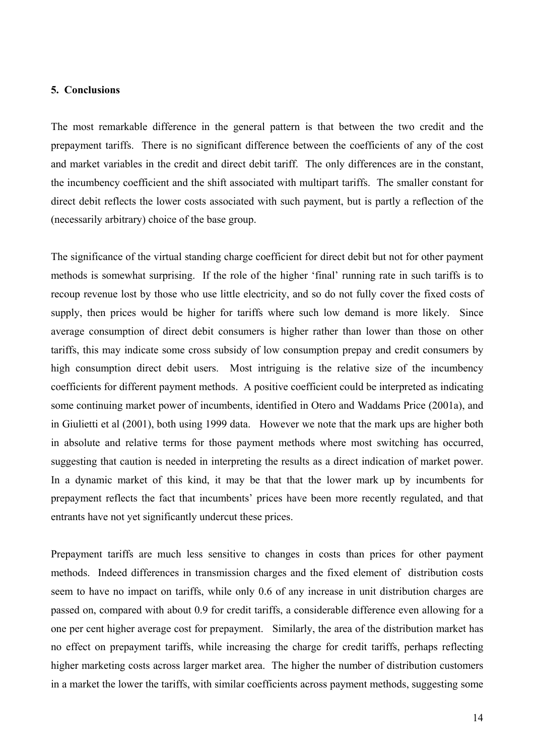### 5. Conclusions

The most remarkable difference in the general pattern is that between the two credit and the prepayment tariffs. There is no significant difference between the coefficients of any of the cost and market variables in the credit and direct debit tariff. The only differences are in the constant, the incumbency coefficient and the shift associated with multipart tariffs. The smaller constant for direct debit reflects the lower costs associated with such payment, but is partly a reflection of the (necessarily arbitrary) choice of the base group.

The significance of the virtual standing charge coefficient for direct debit but not for other payment methods is somewhat surprising. If the role of the higher 'final' running rate in such tariffs is to recoup revenue lost by those who use little electricity, and so do not fully cover the fixed costs of supply, then prices would be higher for tariffs where such low demand is more likely. Since average consumption of direct debit consumers is higher rather than lower than those on other tariffs, this may indicate some cross subsidy of low consumption prepay and credit consumers by high consumption direct debit users. Most intriguing is the relative size of the incumbency coefficients for different payment methods. A positive coefficient could be interpreted as indicating some continuing market power of incumbents, identified in Otero and Waddams Price (2001a), and in Giulietti et al (2001), both using 1999 data. However we note that the mark ups are higher both in absolute and relative terms for those payment methods where most switching has occurred, suggesting that caution is needed in interpreting the results as a direct indication of market power. In a dynamic market of this kind, it may be that that the lower mark up by incumbents for prepayment reflects the fact that incumbents' prices have been more recently regulated, and that entrants have not yet significantly undercut these prices.

Prepayment tariffs are much less sensitive to changes in costs than prices for other payment methods. Indeed differences in transmission charges and the fixed element of distribution costs seem to have no impact on tariffs, while only 0.6 of any increase in unit distribution charges are passed on, compared with about 0.9 for credit tariffs, a considerable difference even allowing for a one per cent higher average cost for prepayment. Similarly, the area of the distribution market has no effect on prepayment tariffs, while increasing the charge for credit tariffs, perhaps reflecting higher marketing costs across larger market area. The higher the number of distribution customers in a market the lower the tariffs, with similar coefficients across payment methods, suggesting some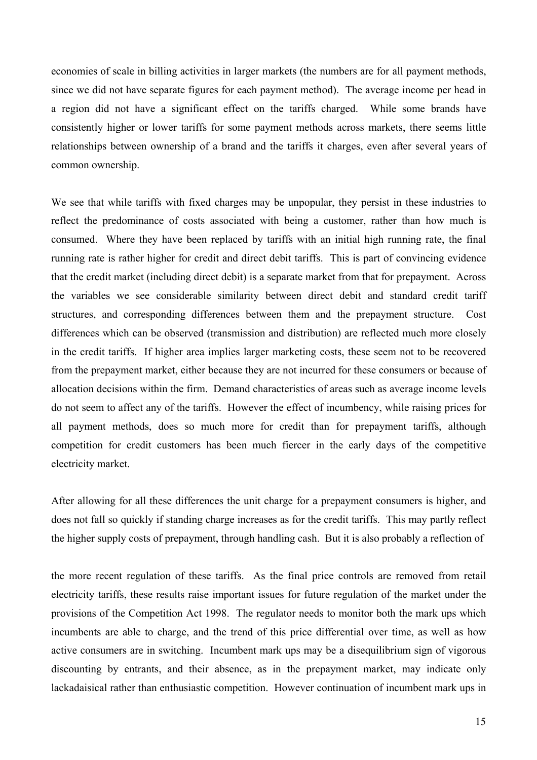economies of scale in billing activities in larger markets (the numbers are for all payment methods, since we did not have separate figures for each payment method). The average income per head in a region did not have a significant effect on the tariffs charged. While some brands have consistently higher or lower tariffs for some payment methods across markets, there seems little relationships between ownership of a brand and the tariffs it charges, even after several years of common ownership.

We see that while tariffs with fixed charges may be unpopular, they persist in these industries to reflect the predominance of costs associated with being a customer, rather than how much is consumed. Where they have been replaced by tariffs with an initial high running rate, the final running rate is rather higher for credit and direct debit tariffs. This is part of convincing evidence that the credit market (including direct debit) is a separate market from that for prepayment. Across the variables we see considerable similarity between direct debit and standard credit tariff structures, and corresponding differences between them and the prepayment structure. Cost differences which can be observed (transmission and distribution) are reflected much more closely in the credit tariffs. If higher area implies larger marketing costs, these seem not to be recovered from the prepayment market, either because they are not incurred for these consumers or because of allocation decisions within the firm. Demand characteristics of areas such as average income levels do not seem to affect any of the tariffs. However the effect of incumbency, while raising prices for all payment methods, does so much more for credit than for prepayment tariffs, although competition for credit customers has been much fiercer in the early days of the competitive electricity market.

After allowing for all these differences the unit charge for a prepayment consumers is higher, and does not fall so quickly if standing charge increases as for the credit tariffs. This may partly reflect the higher supply costs of prepayment, through handling cash. But it is also probably a reflection of the more recent regulation of these tariffs. As the final price controls are removed from retail electricity tariffs, these results raise important issues for future regulation of the market under the provisions of the Competition Act 1998. The regulator needs to monitor both the mark ups which incumbents are able to charge, and the trend of this price differential over time, as well as how active consumers are in switching. Incumbent mark ups may be a disequilibrium sign of vigorous discounting by entrants, and their absence, as in the prepayment market, may indicate only lackadaisical rather than enthusiastic competition. However continuation of incumbent mark ups in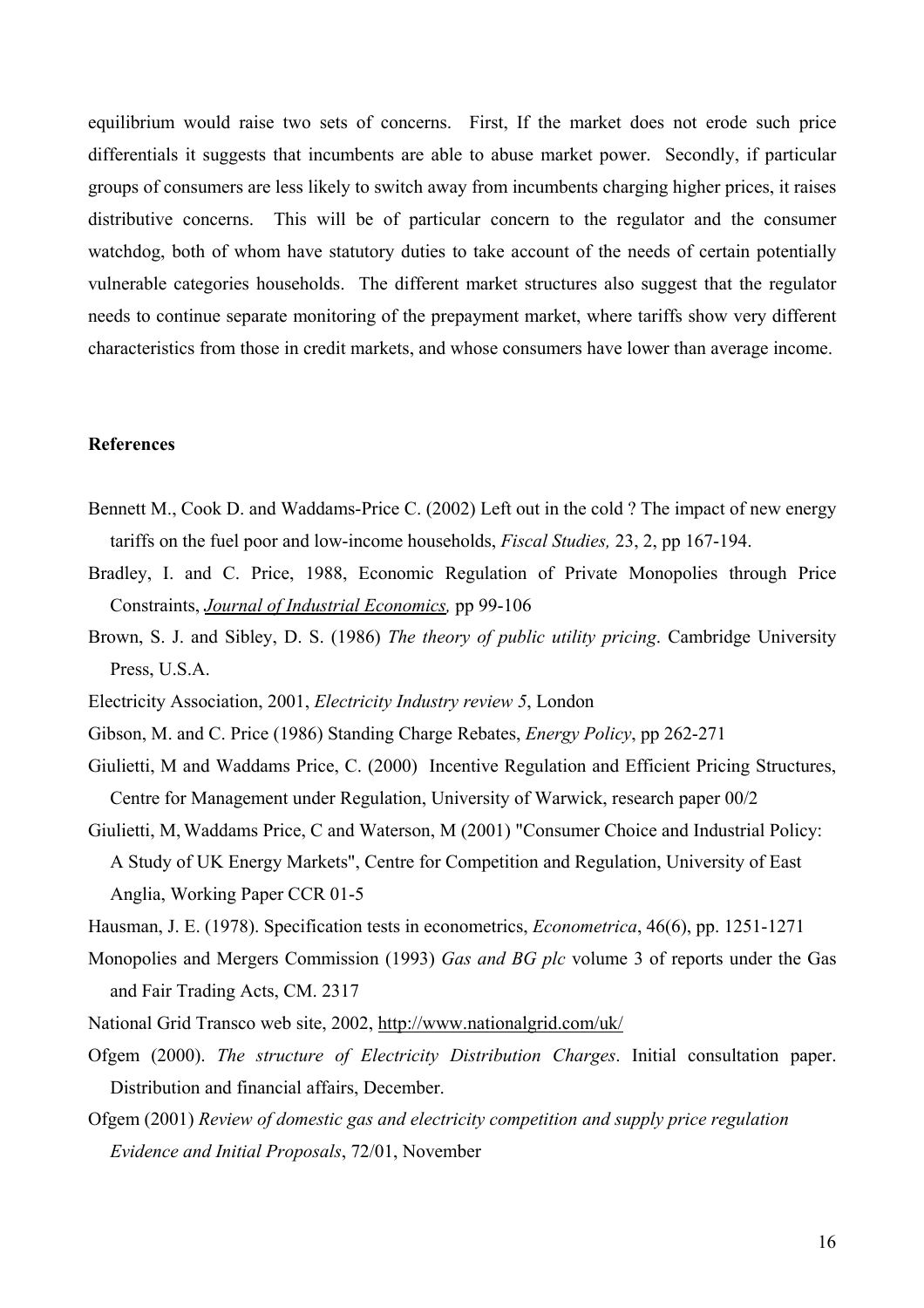equilibrium would raise two sets of concerns. First, If the market does not erode such price differentials it suggests that incumbents are able to abuse market power. Secondly, if particular groups of consumers are less likely to switch away from incumbents charging higher prices, it raises distributive concerns. This will be of particular concern to the regulator and the consumer watchdog, both of whom have statutory duties to take account of the needs of certain potentially vulnerable categories households. The different market structures also suggest that the regulator needs to continue separate monitoring of the prepayment market, where tariffs show very different characteristics from those in credit markets, and whose consumers have lower than average income.

**References**

Bennett M., Cook D. and Waddams-Price C. (2002) Left out in the cold ? The impact of new energy tariffs on the fuel poor and low-income households, *Fiscal Studies,* 23, 2, pp 167-194.

Bradley, I. and C. Price, 1988, Economic Regulation of Private Monopolies through Price Constraints, *Journal of Industrial Economics,* pp 99-106

Brown, S. J. and Sibley, D. S. (1986) *The theory of public utility pricing*. Cambridge University Press, U.S.A.

Electricity Association, 2001, *Electricity Industry review 5*, London

Gibson, M. and C. Price (1986) Standing Charge Rebates, *Energy Policy*, pp 262-271

Giulietti, M and Waddams Price, C. (2000) Incentive Regulation and Efficient Pricing Structures, Centre for Management under Regulation, University of Warwick, research paper 00/2

Giulietti, M, Waddams Price, C and Waterson, M (2001) "Consumer Choice and Industrial Policy: A Study of UK Energy Markets", Centre for Competition and Regulation, University of East Anglia, Working Paper CCR 01-5

Hausman, J. E. (1978). Specification tests in econometrics, *Econometrica*, 46(6), pp. 1251-1271

Monopolies and Mergers Commission (1993) *Gas and BG plc* volume 3 of reports under the Gas and Fair Trading Acts, CM. 2317

National Grid Transco web site, 2002, http://www.nationalgrid.com/uk/

Ofgem (2000). *The structure of Electricity Distribution Charges*. Initial consultation paper. Distribution and financial affairs, December.

Ofgem (2001) *Review of domestic gas and electricity competition and supply price regulation Evidence and Initial Proposals*, 72/01, November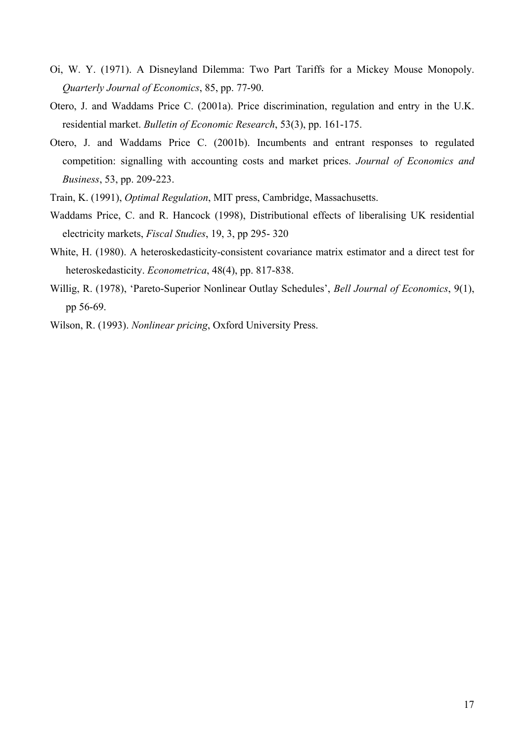Oi, W. Y. (1971). A Disneyland Dilemma: Two Part Tariffs for a Mickey Mouse Monopoly. *Quarterly Journal of Economics*, 85, pp. 77-90.

Otero, J. and Waddams Price C. (2001a). Price discrimination, regulation and entry in the U.K. residential market. *Bulletin of Economic Research*, 53(3), pp. 161-175.

Otero, J. and Waddams Price C. (2001b). Incumbents and entrant responses to regulated competition: signalling with accounting costs and market prices. *Journal of Economics and Business*, 53, pp. 209-223.

Train, K. (1991), *Optimal Regulation*, MIT press, Cambridge, Massachusetts.

Waddams Price, C. and R. Hancock (1998), Distributional effects of liberalising UK residential electricity markets, *Fiscal Studies*, 19, 3, pp 295- 320

White, H. (1980). A heteroskedasticity-consistent covariance matrix estimator and a direct test for heteroskedasticity. *Econometrica*, 48(4), pp. 817-838.

Willig, R. (1978), 'Pareto-Superior Nonlinear Outlay Schedules', *Bell Journal of Economics*, 9(1), pp 56-69.

Wilson, R. (1993). *Nonlinear pricing*, Oxford University Press.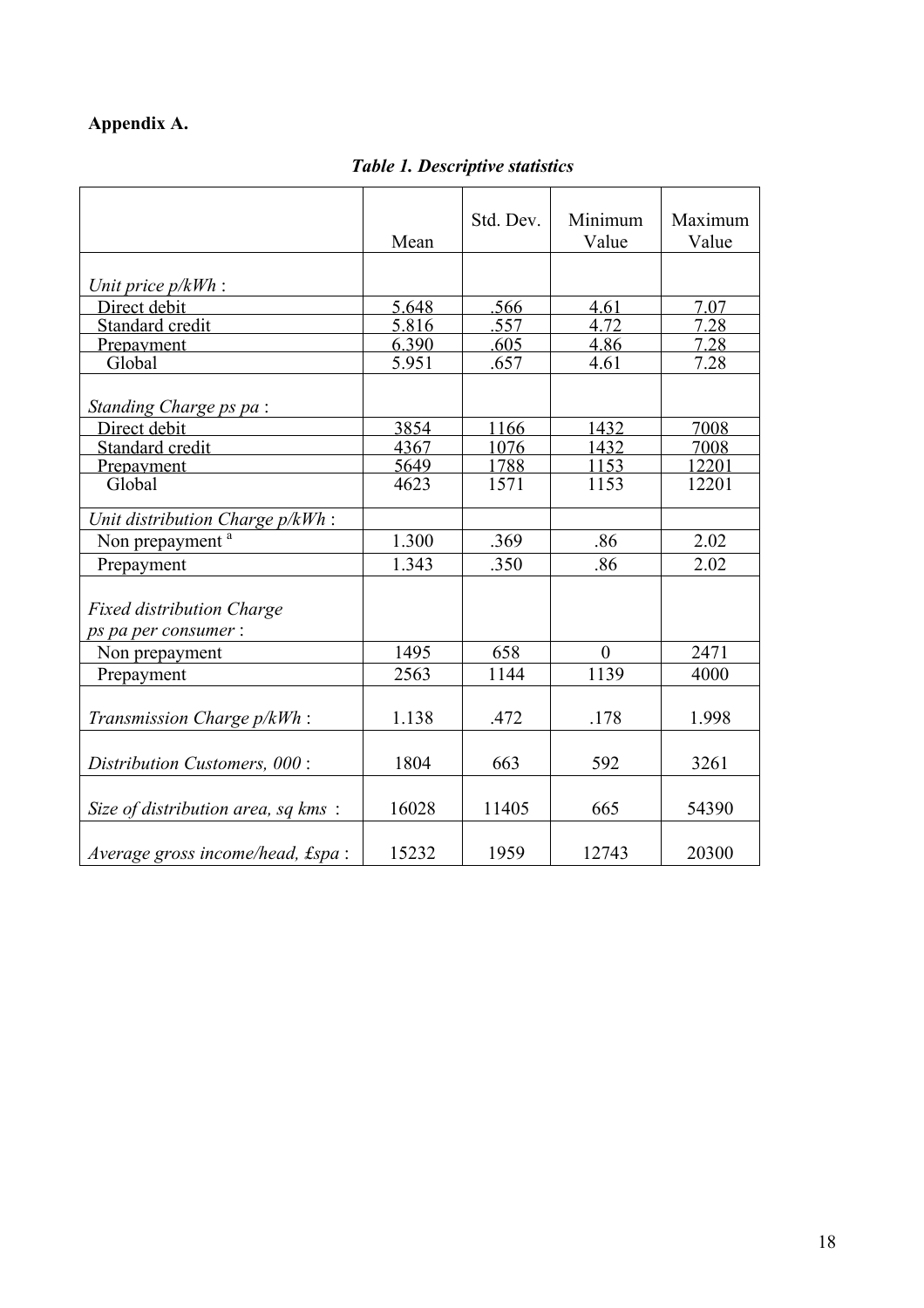**Appendix A.**

***Table 1. Descriptive statistics***

| | Mean | Std. Dev. | Minimum Value | Maximum Value |
|---|---|---|---|---|
| *Unit price p/kWh* : | | | | |
| Direct debit | 5.648 | .566 | 4.61 | 7.07 |
| Standard credit | 5.816 | .557 | 4.72 | 7.28 |
| Prepayment | 6.390 | .605 | 4.86 | 7.28 |
| Global | 5.951 | .657 | 4.61 | 7.28 |
| *Standing Charge ps pa* : | | | | |
| Direct debit | 3854 | 1166 | 1432 | 7008 |
| Standard credit | 4367 | 1076 | 1432 | 7008 |
| Prepayment | 5649 | 1788 | 1153 | 12201 |
| Global | 4623 | 1571 | 1153 | 12201 |
| *Unit distribution Charge p/kWh* : | | | | |
| Non prepayment [a] | 1.300 | .369 | .86 | 2.02 |
| Prepayment | 1.343 | .350 | .86 | 2.02 |
| *Fixed distribution Charge ps pa per consumer* : | | | | |
| Non prepayment | 1495 | 658 | 0 | 2471 |
| Prepayment | 2563 | 1144 | 1139 | 4000 |
| *Transmission Charge p/kWh* : | 1.138 | .472 | .178 | 1.998 |
| *Distribution Customers, 000* : | 1804 | 663 | 592 | 3261 |
| *Size of distribution area, sq kms* : | 16028 | 11405 | 665 | 54390 |
| *Average gross income/head, £spa* : | 15232 | 1959 | 12743 | 20300 |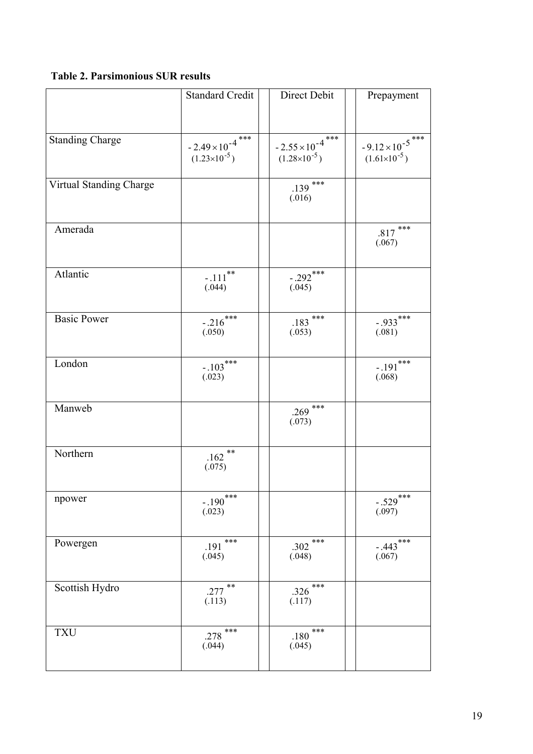**Table 2. Parsimonious SUR results**

| | Standard Credit | Direct Debit | Prepayment |
|---|---|---|---|
| Standing Charge | $-2.49\times10^{-4}$ *** ($1.23\times10^{-5}$) | $-2.55\times10^{-4}$ *** ($1.28\times10^{-5}$) | $-9.12\times10^{-5}$ *** ($1.61\times10^{-5}$) |
| Virtual Standing Charge | | .139 *** (.016) | |
| Amerada | | | .817 *** (.067) |
| Atlantic | -.111 ** (.044) | -.292 *** (.045) | |
| Basic Power | -.216 *** (.050) | .183 *** (.053) | -.933 *** (.081) |
| London | -.103 *** (.023) | | -.191 *** (.068) |
| Manweb | | .269 *** (.073) | |
| Northern | .162 ** (.075) | | |
| npower | -.190 *** (.023) | | -.529 *** (.097) |
| Powergen | .191 *** (.045) | .302 *** (.048) | -.443 *** (.067) |
| Scottish Hydro | .277 ** (.113) | .326 *** (.117) | |
| TXU | .278 *** (.044) | .180 *** (.045) | |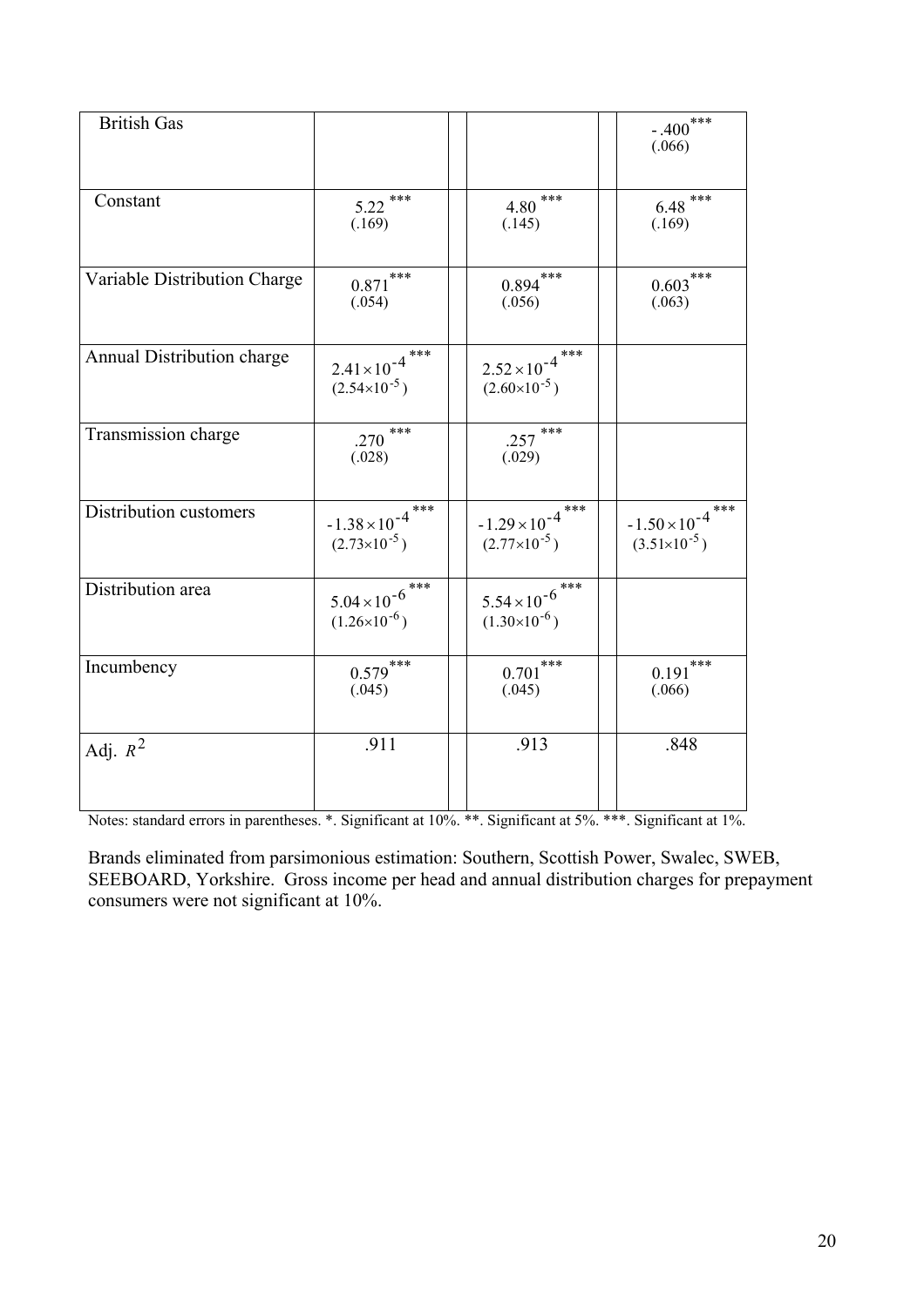| British Gas | | | | | $-.400^{***}$ (.066) |
|---|---|---|---|---|---|
| Constant | $5.22^{***}$ (.169) | | $4.80^{***}$ (.145) | | $6.48^{***}$ (.169) |
| Variable Distribution Charge | $0.871^{***}$ (.054) | | $0.894^{***}$ (.056) | | $0.603^{***}$ (.063) |
| Annual Distribution charge | $2.41\times10^{-4\,***}$ ($2.54\times10^{-5}$) | | $2.52\times10^{-4\,***}$ ($2.60\times10^{-5}$) | | |
| Transmission charge | $.270^{***}$ (.028) | | $.257^{***}$ (.029) | | |
| Distribution customers | $-1.38\times10^{-4\,***}$ ($2.73\times10^{-5}$) | | $-1.29\times10^{-4\,***}$ ($2.77\times10^{-5}$) | | $-1.50\times10^{-4\,***}$ ($3.51\times10^{-5}$) |
| Distribution area | $5.04\times10^{-6\,***}$ ($1.26\times10^{-6}$) | | $5.54\times10^{-6\,***}$ ($1.30\times10^{-6}$) | | |
| Incumbency | $0.579^{***}$ (.045) | | $0.701^{***}$ (.045) | | $0.191^{***}$ (.066) |
| Adj. $R^2$ | .911 | | .913 | | .848 |

Notes: standard errors in parentheses. *. Significant at 10%. **. Significant at 5%. ***. Significant at 1%.

Brands eliminated from parsimonious estimation: Southern, Scottish Power, Swalec, SWEB, SEEBOARD, Yorkshire. Gross income per head and annual distribution charges for prepayment consumers were not significant at 10%.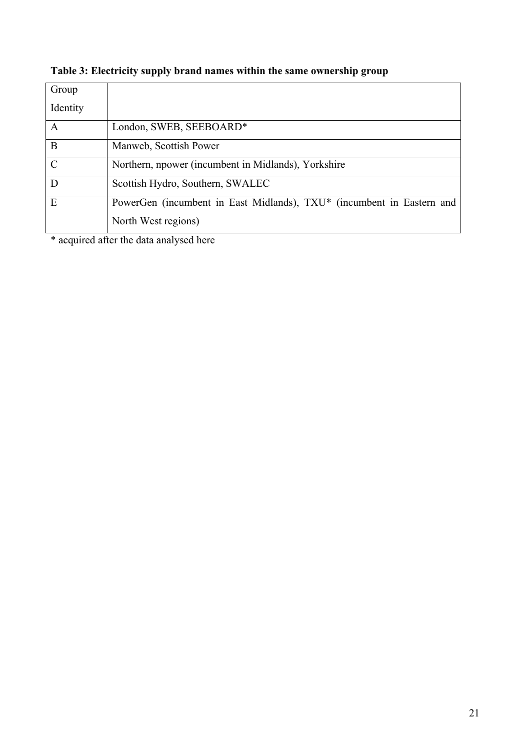**Table 3: Electricity supply brand names within the same ownership group**

| Group Identity | |
|---|---|
| A | London, SWEB, SEEBOARD* |
| B | Manweb, Scottish Power |
| C | Northern, npower (incumbent in Midlands), Yorkshire |
| D | Scottish Hydro, Southern, SWALEC |
| E | PowerGen (incumbent in East Midlands), TXU* (incumbent in Eastern and North West regions) |

* acquired after the data analysed here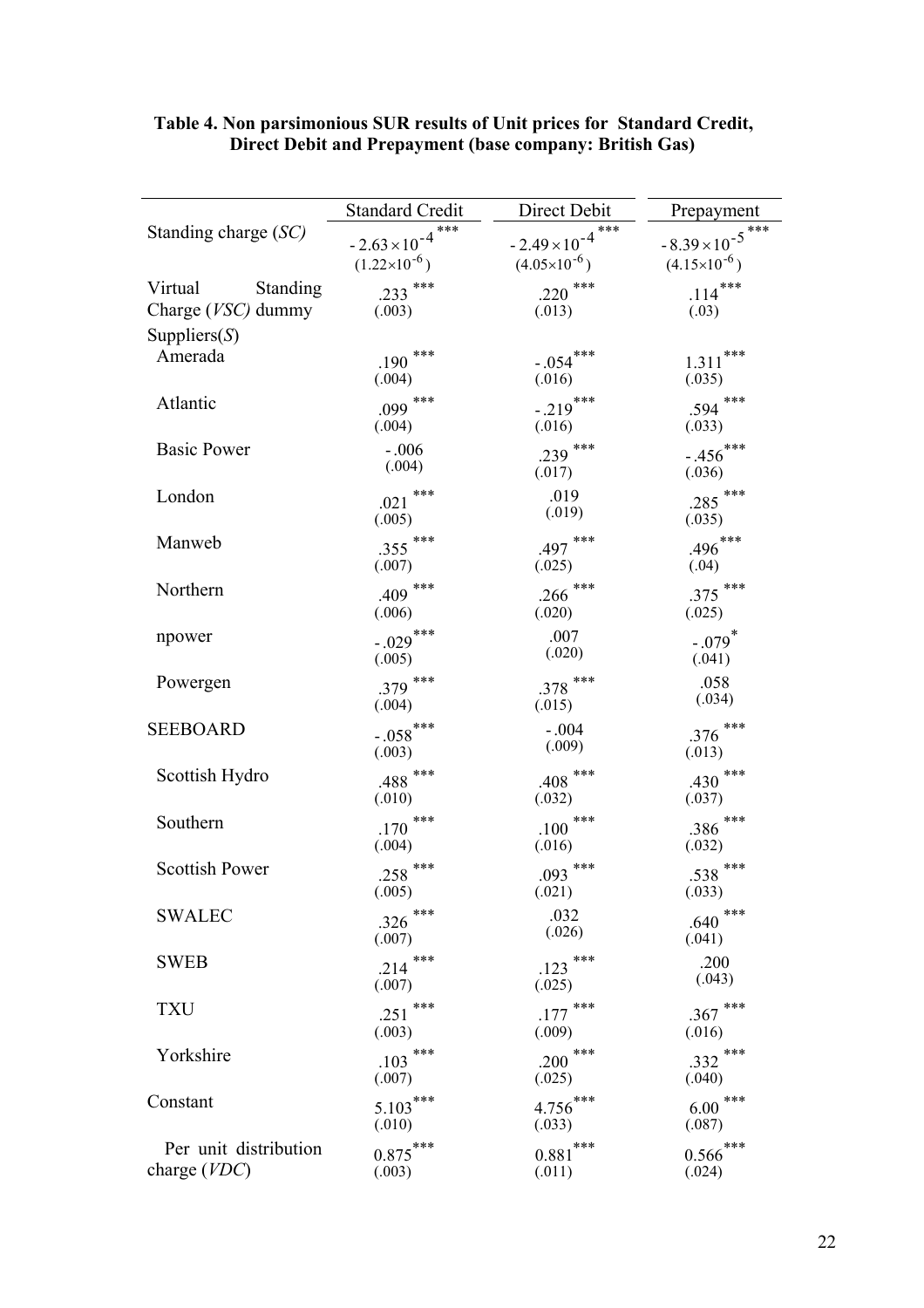**Table 4. Non parsimonious SUR results of Unit prices for Standard Credit, Direct Debit and Prepayment (base company: British Gas)**

| | Standard Credit | Direct Debit | Prepayment |
|---|---|---|---|
| Standing charge (*SC*) | $-2.63\times10^{-4}$*** $(1.22\times10^{-6})$ | $-2.49\times10^{-4}$*** $(4.05\times10^{-6})$ | $-8.39\times10^{-5}$*** $(4.15\times10^{-6})$ |
| Virtual Standing Charge (*VSC*) dummy | .233*** (.003) | .220*** (.013) | .114*** (.03) |
| Suppliers(*S*) | | | |
| Amerada | .190*** (.004) | -.054*** (.016) | 1.311*** (.035) |
| Atlantic | .099*** (.004) | -.219*** (.016) | .594*** (.033) |
| Basic Power | -.006 (.004) | .239*** (.017) | -.456*** (.036) |
| London | .021*** (.005) | .019 (.019) | .285*** (.035) |
| Manweb | .355*** (.007) | .497*** (.025) | .496*** (.04) |
| Northern | .409*** (.006) | .266*** (.020) | .375*** (.025) |
| npower | -.029*** (.005) | .007 (.020) | -.079* (.041) |
| Powergen | .379*** (.004) | .378*** (.015) | .058 (.034) |
| SEEBOARD | -.058*** (.003) | -.004 (.009) | .376*** (.013) |
| Scottish Hydro | .488*** (.010) | .408*** (.032) | .430*** (.037) |
| Southern | .170*** (.004) | .100*** (.016) | .386*** (.032) |
| Scottish Power | .258*** (.005) | .093*** (.021) | .538*** (.033) |
| SWALEC | .326*** (.007) | .032 (.026) | .640*** (.041) |
| SWEB | .214*** (.007) | .123*** (.025) | .200 (.043) |
| TXU | .251*** (.003) | .177*** (.009) | .367*** (.016) |
| Yorkshire | .103*** (.007) | .200*** (.025) | .332*** (.040) |
| Constant | 5.103*** (.010) | 4.756*** (.033) | 6.00*** (.087) |
| Per unit distribution charge (*VDC*) | 0.875*** (.003) | 0.881*** (.011) | 0.566*** (.024) |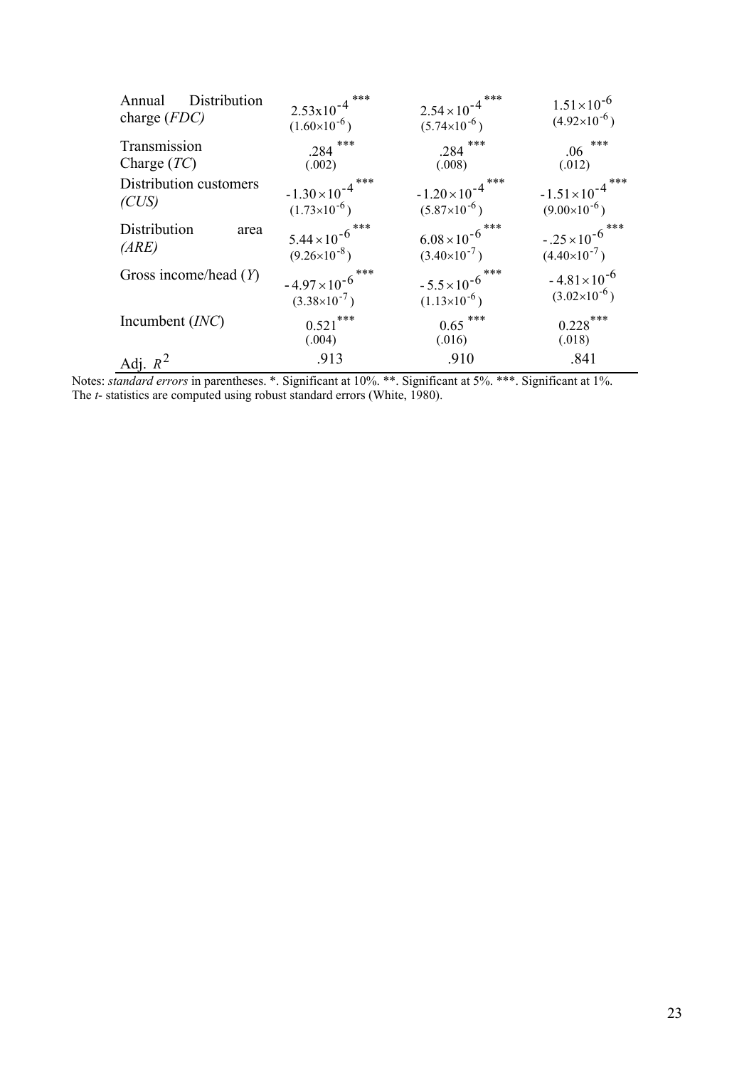| | | | |
|---|---|---|---|
| Annual Distribution charge (*FDC*) | $2.53\text{x}10^{-4}$ *** <br> $(1.60{\times}10^{-6})$ | $2.54\times10^{-4}$ *** <br> $(5.74{\times}10^{-6})$ | $1.51\times10^{-6}$ <br> $(4.92{\times}10^{-6})$ |
| Transmission Charge (*TC*) | .284 *** <br> (.002) | .284 *** <br> (.008) | .06 *** <br> (.012) |
| Distribution customers (*CUS*) | $-1.30\times10^{-4}$ *** <br> $(1.73{\times}10^{-6})$ | $-1.20\times10^{-4}$ *** <br> $(5.87{\times}10^{-6})$ | $-1.51\times10^{-4}$ *** <br> $(9.00{\times}10^{-6})$ |
| Distribution area (*ARE*) | $5.44\times10^{-6}$ *** <br> $(9.26{\times}10^{-8})$ | $6.08\times10^{-6}$ *** <br> $(3.40{\times}10^{-7})$ | $-.25\times10^{-6}$ *** <br> $(4.40{\times}10^{-7})$ |
| Gross income/head (*Y*) | $-4.97\times10^{-6}$ *** <br> $(3.38{\times}10^{-7})$ | $-5.5\times10^{-6}$ *** <br> $(1.13{\times}10^{-6})$ | $-4.81\times10^{-6}$ <br> $(3.02{\times}10^{-6})$ |
| Incumbent (*INC*) | 0.521*** <br> (.004) | 0.65 *** <br> (.016) | 0.228*** <br> (.018) |
| Adj. $R^2$ | .913 | .910 | .841 |

Notes: *standard errors* in parentheses. *. Significant at 10%. **. Significant at 5%. ***. Significant at 1%. The *t*- statistics are computed using robust standard errors (White, 1980).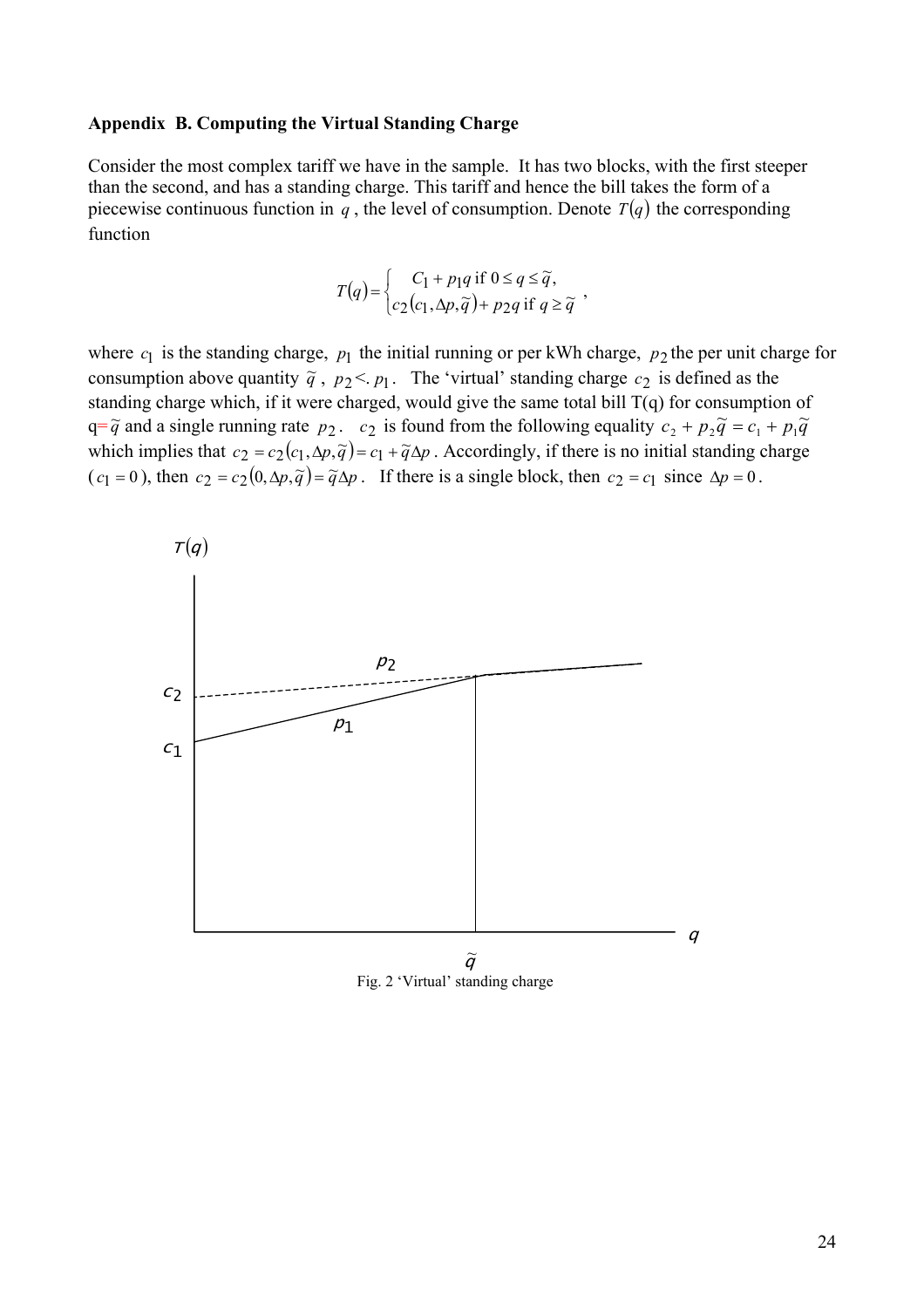### Appendix B. Computing the Virtual Standing Charge

Consider the most complex tariff we have in the sample. It has two blocks, with the first steeper than the second, and has a standing charge. This tariff and hence the bill takes the form of a piecewise continuous function in $q$, the level of consumption. Denote $T(q)$ the corresponding function

$$T(q) = \begin{cases} C_1 + p_1 q \text{ if } 0 \le q \le \tilde{q}, \\ c_2(c_1, \Delta p, \tilde{q}) + p_2 q \text{ if } q \ge \tilde{q} \end{cases},$$

where $c_1$ is the standing charge, $p_1$ the initial running or per kWh charge, $p_2$ the per unit charge for consumption above quantity $\tilde{q}$, $p_2 <. p_1$. The 'virtual' standing charge $c_2$ is defined as the standing charge which, if it were charged, would give the same total bill T(q) for consumption of q= $\tilde{q}$ and a single running rate $p_2$. $c_2$ is found from the following equality $c_2 + p_2\tilde{q} = c_1 + p_1\tilde{q}$ which implies that $c_2 = c_2(c_1, \Delta p, \tilde{q}) = c_1 + \tilde{q}\Delta p$. Accordingly, if there is no initial standing charge ($c_1 = 0$), then $c_2 = c_2(0, \Delta p, \tilde{q}) = \tilde{q}\Delta p$. If there is a single block, then $c_2 = c_1$ since $\Delta p = 0$.

Fig. 2 'Virtual' standing charge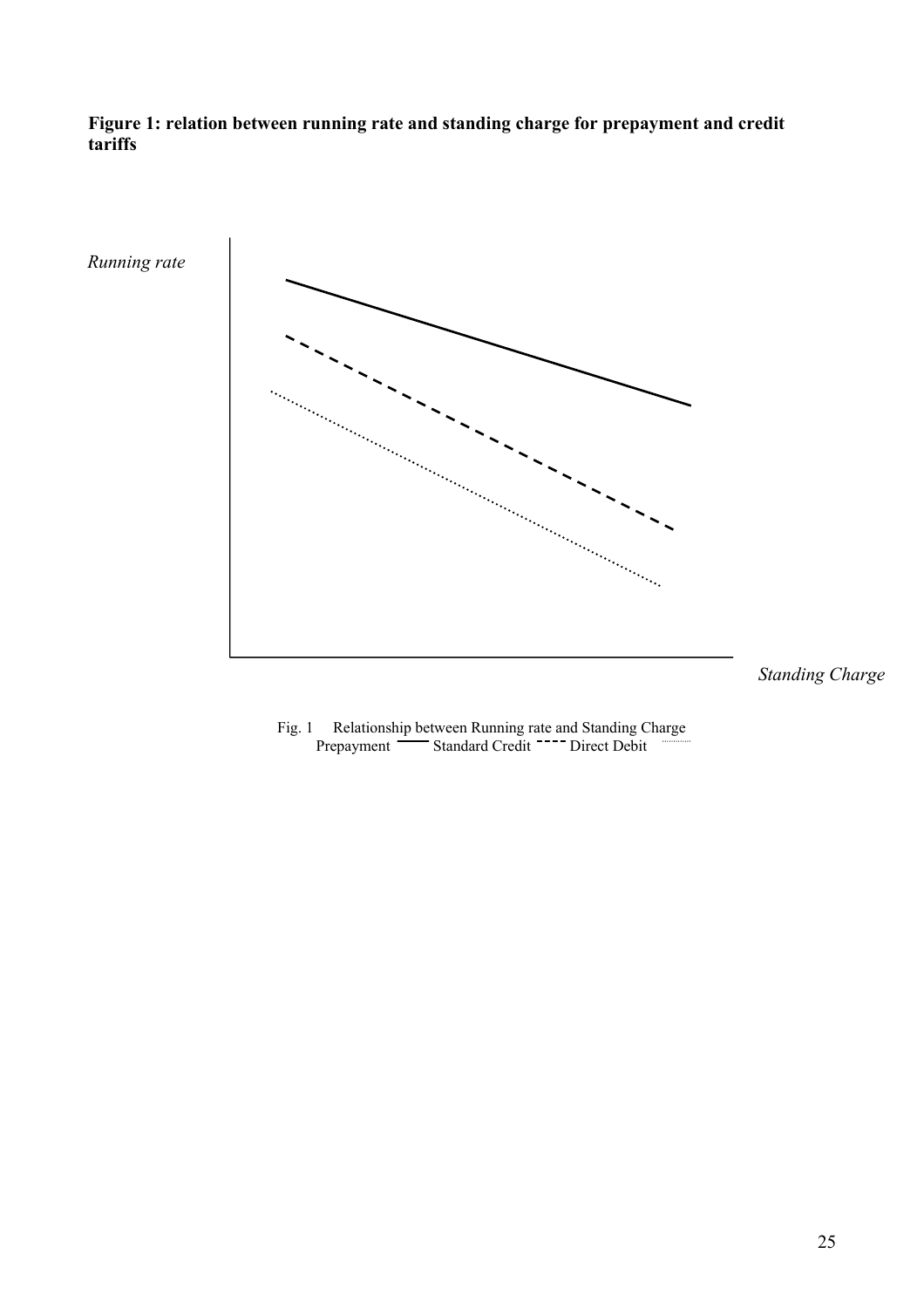**Figure 1: relation between running rate and standing charge for prepayment and credit tariffs**

*Running rate*

*Standing Charge*

Fig. 1 Relationship between Running rate and Standing Charge
Prepayment —— Standard Credit - - - - Direct Debit ..........